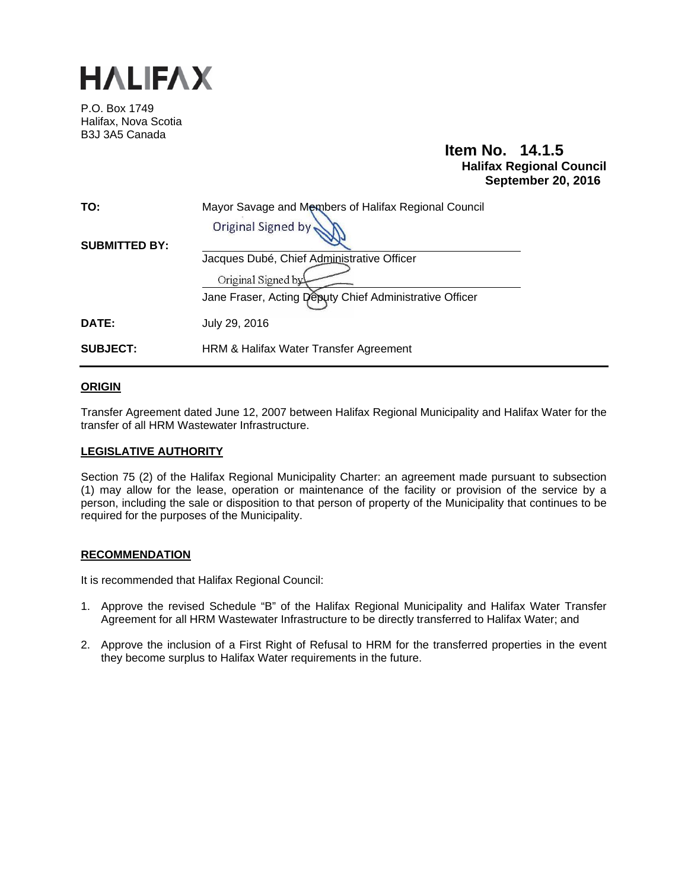# HALIFAX

P.O. Box 1749
Halifax, Nova Scotia
B3J 3A5 Canada

**Item No. 14.1.5**
**Halifax Regional Council**
**September 20, 2016**

**TO:** Mayor Savage and Members of Halifax Regional Council

**SUBMITTED BY:**
Original Signed by
Jacques Dubé, Chief Administrative Officer

Original Signed by
Jane Fraser, Acting Deputy Chief Administrative Officer

**DATE:** July 29, 2016

**SUBJECT:** HRM & Halifax Water Transfer Agreement

## ORIGIN

Transfer Agreement dated June 12, 2007 between Halifax Regional Municipality and Halifax Water for the transfer of all HRM Wastewater Infrastructure.

## LEGISLATIVE AUTHORITY

Section 75 (2) of the Halifax Regional Municipality Charter: an agreement made pursuant to subsection (1) may allow for the lease, operation or maintenance of the facility or provision of the service by a person, including the sale or disposition to that person of property of the Municipality that continues to be required for the purposes of the Municipality.

## RECOMMENDATION

It is recommended that Halifax Regional Council:

1. Approve the revised Schedule "B" of the Halifax Regional Municipality and Halifax Water Transfer Agreement for all HRM Wastewater Infrastructure to be directly transferred to Halifax Water; and
2. Approve the inclusion of a First Right of Refusal to HRM for the transferred properties in the event they become surplus to Halifax Water requirements in the future.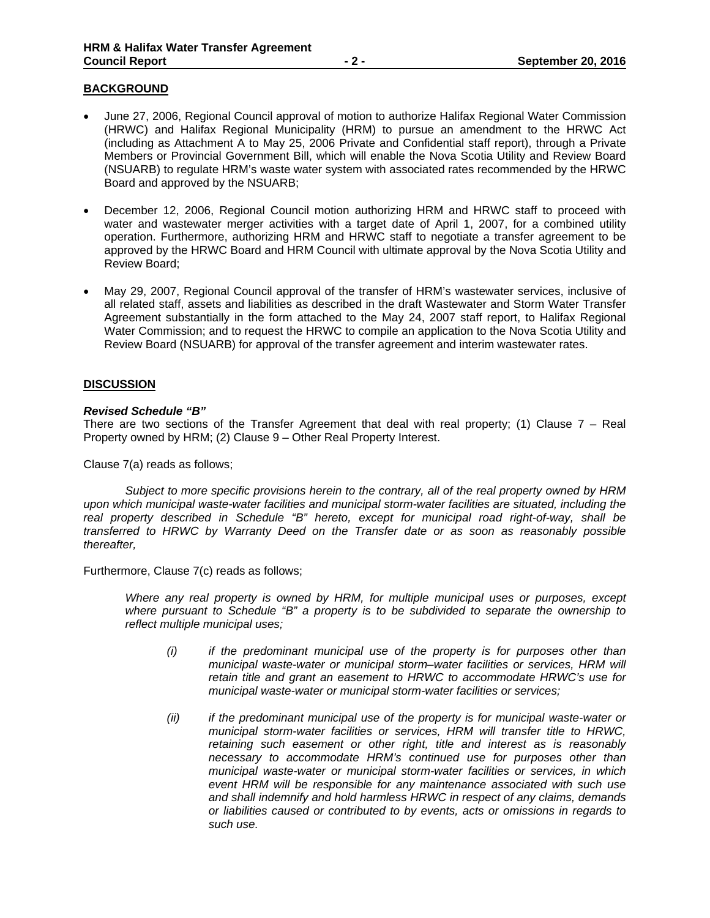## BACKGROUND

- June 27, 2006, Regional Council approval of motion to authorize Halifax Regional Water Commission (HRWC) and Halifax Regional Municipality (HRM) to pursue an amendment to the HRWC Act (including as Attachment A to May 25, 2006 Private and Confidential staff report), through a Private Members or Provincial Government Bill, which will enable the Nova Scotia Utility and Review Board (NSUARB) to regulate HRM's waste water system with associated rates recommended by the HRWC Board and approved by the NSUARB;

- December 12, 2006, Regional Council motion authorizing HRM and HRWC staff to proceed with water and wastewater merger activities with a target date of April 1, 2007, for a combined utility operation. Furthermore, authorizing HRM and HRWC staff to negotiate a transfer agreement to be approved by the HRWC Board and HRM Council with ultimate approval by the Nova Scotia Utility and Review Board;

- May 29, 2007, Regional Council approval of the transfer of HRM's wastewater services, inclusive of all related staff, assets and liabilities as described in the draft Wastewater and Storm Water Transfer Agreement substantially in the form attached to the May 24, 2007 staff report, to Halifax Regional Water Commission; and to request the HRWC to compile an application to the Nova Scotia Utility and Review Board (NSUARB) for approval of the transfer agreement and interim wastewater rates.

## DISCUSSION

***Revised Schedule "B"***

There are two sections of the Transfer Agreement that deal with real property; (1) Clause 7 – Real Property owned by HRM; (2) Clause 9 – Other Real Property Interest.

Clause 7(a) reads as follows;

> *Subject to more specific provisions herein to the contrary, all of the real property owned by HRM upon which municipal waste-water facilities and municipal storm-water facilities are situated, including the real property described in Schedule "B" hereto, except for municipal road right-of-way, shall be transferred to HRWC by Warranty Deed on the Transfer date or as soon as reasonably possible thereafter,*

Furthermore, Clause 7(c) reads as follows;

> *Where any real property is owned by HRM, for multiple municipal uses or purposes, except where pursuant to Schedule "B" a property is to be subdivided to separate the ownership to reflect multiple municipal uses;*
>
> *(i) if the predominant municipal use of the property is for purposes other than municipal waste-water or municipal storm–water facilities or services, HRM will retain title and grant an easement to HRWC to accommodate HRWC's use for municipal waste-water or municipal storm-water facilities or services;*
>
> *(ii) if the predominant municipal use of the property is for municipal waste-water or municipal storm-water facilities or services, HRM will transfer title to HRWC, retaining such easement or other right, title and interest as is reasonably necessary to accommodate HRM's continued use for purposes other than municipal waste-water or municipal storm-water facilities or services, in which event HRM will be responsible for any maintenance associated with such use and shall indemnify and hold harmless HRWC in respect of any claims, demands or liabilities caused or contributed to by events, acts or omissions in regards to such use.*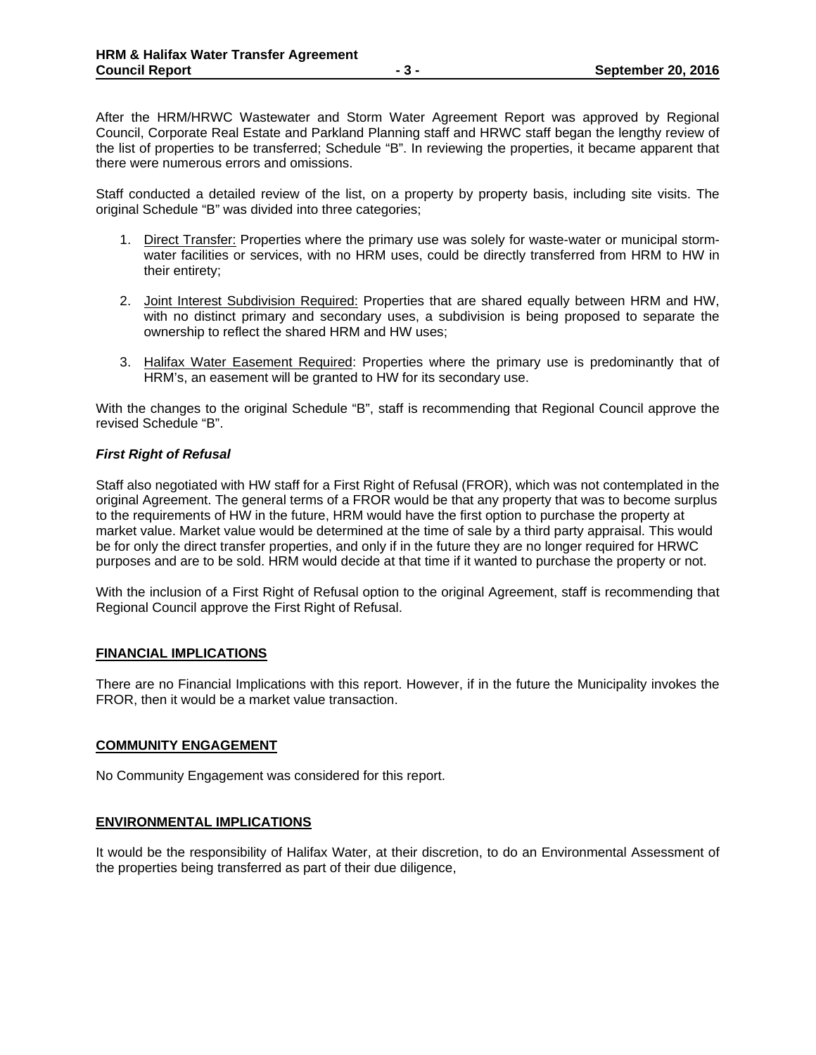After the HRM/HRWC Wastewater and Storm Water Agreement Report was approved by Regional Council, Corporate Real Estate and Parkland Planning staff and HRWC staff began the lengthy review of the list of properties to be transferred; Schedule "B". In reviewing the properties, it became apparent that there were numerous errors and omissions.

Staff conducted a detailed review of the list, on a property by property basis, including site visits. The original Schedule "B" was divided into three categories;

1. Direct Transfer: Properties where the primary use was solely for waste-water or municipal storm-water facilities or services, with no HRM uses, could be directly transferred from HRM to HW in their entirety;

2. Joint Interest Subdivision Required: Properties that are shared equally between HRM and HW, with no distinct primary and secondary uses, a subdivision is being proposed to separate the ownership to reflect the shared HRM and HW uses;

3. Halifax Water Easement Required: Properties where the primary use is predominantly that of HRM's, an easement will be granted to HW for its secondary use.

With the changes to the original Schedule "B", staff is recommending that Regional Council approve the revised Schedule "B".

***First Right of Refusal***

Staff also negotiated with HW staff for a First Right of Refusal (FROR), which was not contemplated in the original Agreement. The general terms of a FROR would be that any property that was to become surplus to the requirements of HW in the future, HRM would have the first option to purchase the property at market value. Market value would be determined at the time of sale by a third party appraisal. This would be for only the direct transfer properties, and only if in the future they are no longer required for HRWC purposes and are to be sold. HRM would decide at that time if it wanted to purchase the property or not.

With the inclusion of a First Right of Refusal option to the original Agreement, staff is recommending that Regional Council approve the First Right of Refusal.

## FINANCIAL IMPLICATIONS

There are no Financial Implications with this report. However, if in the future the Municipality invokes the FROR, then it would be a market value transaction.

## COMMUNITY ENGAGEMENT

No Community Engagement was considered for this report.

## ENVIRONMENTAL IMPLICATIONS

It would be the responsibility of Halifax Water, at their discretion, to do an Environmental Assessment of the properties being transferred as part of their due diligence,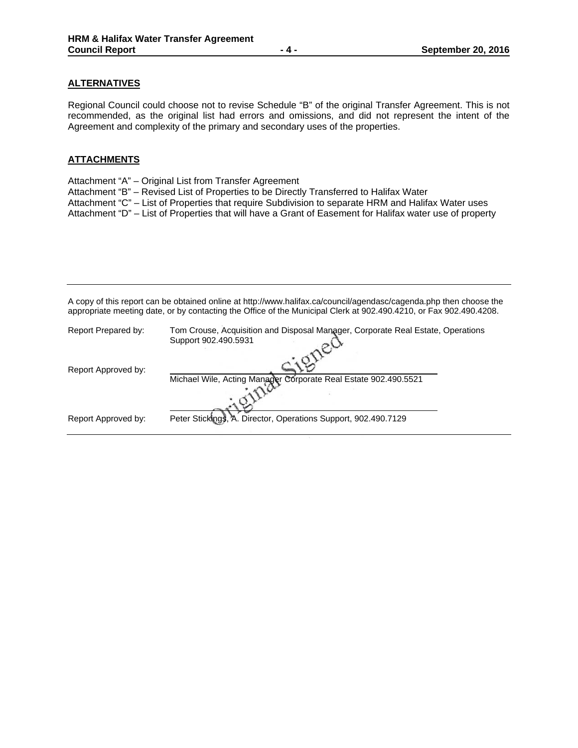## ALTERNATIVES

Regional Council could choose not to revise Schedule "B" of the original Transfer Agreement. This is not recommended, as the original list had errors and omissions, and did not represent the intent of the Agreement and complexity of the primary and secondary uses of the properties.

## ATTACHMENTS

Attachment "A" – Original List from Transfer Agreement
Attachment "B" – Revised List of Properties to be Directly Transferred to Halifax Water
Attachment "C" – List of Properties that require Subdivision to separate HRM and Halifax Water uses
Attachment "D" – List of Properties that will have a Grant of Easement for Halifax water use of property

---

A copy of this report can be obtained online at http://www.halifax.ca/council/agendasc/cagenda.php then choose the appropriate meeting date, or by contacting the Office of the Municipal Clerk at 902.490.4210, or Fax 902.490.4208.

Report Prepared by: Tom Crouse, Acquisition and Disposal Manager, Corporate Real Estate, Operations Support 902.490.5931

Original Signed

Report Approved by: Michael Wile, Acting Manager Corporate Real Estate 902.490.5521

Report Approved by: Peter Stickings, A. Director, Operations Support, 902.490.7129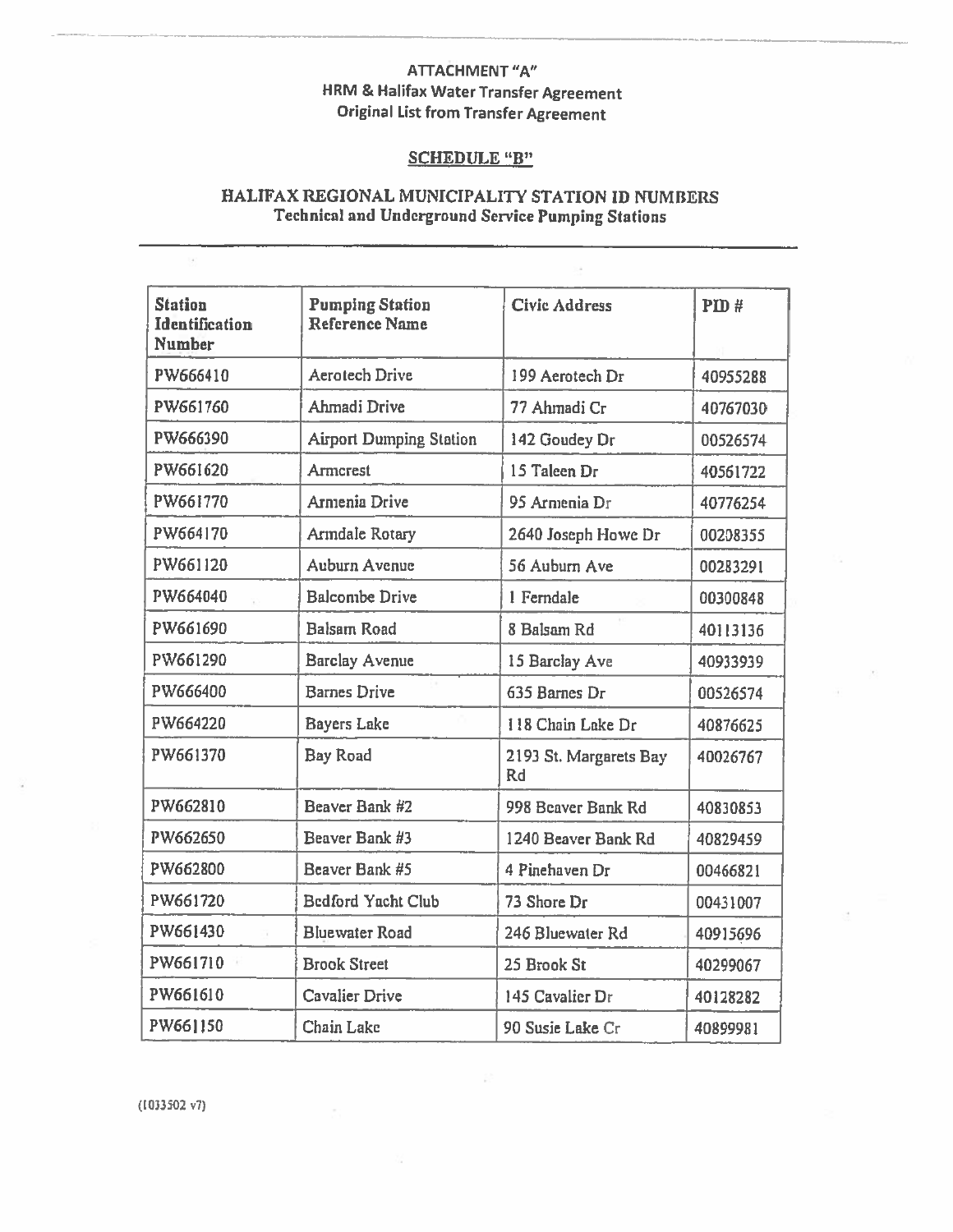ATTACHMENT "A"
HRM & Halifax Water Transfer Agreement
Original List from Transfer Agreement

## SCHEDULE "B"

## HALIFAX REGIONAL MUNICIPALITY STATION ID NUMBERS
### Technical and Underground Service Pumping Stations

| Station Identification Number | Pumping Station Reference Name | Civic Address | PID # |
|---|---|---|---|
| PW666410 | Aerotech Drive | 199 Aerotech Dr | 40955288 |
| PW661760 | Ahmadi Drive | 77 Ahmadi Cr | 40767030 |
| PW666390 | Airport Dumping Station | 142 Goudey Dr | 00526574 |
| PW661620 | Armcrest | 15 Taleen Dr | 40561722 |
| PW661770 | Armenia Drive | 95 Armenia Dr | 40776254 |
| PW664170 | Armdale Rotary | 2640 Joseph Howe Dr | 00208355 |
| PW661120 | Auburn Avenue | 56 Auburn Ave | 00283291 |
| PW664040 | Balcombe Drive | 1 Ferndale | 00300848 |
| PW661690 | Balsam Road | 8 Balsam Rd | 40113136 |
| PW661290 | Barclay Avenue | 15 Barclay Ave | 40933939 |
| PW666400 | Barnes Drive | 635 Barnes Dr | 00526574 |
| PW664220 | Bayers Lake | 118 Chain Lake Dr | 40876625 |
| PW661370 | Bay Road | 2193 St. Margarets Bay Rd | 40026767 |
| PW662810 | Beaver Bank #2 | 998 Beaver Bank Rd | 40830853 |
| PW662650 | Beaver Bank #3 | 1240 Beaver Bank Rd | 40829459 |
| PW662800 | Beaver Bank #5 | 4 Pinehaven Dr | 00466821 |
| PW661720 | Bedford Yacht Club | 73 Shore Dr | 00431007 |
| PW661430 | Bluewater Road | 246 Bluewater Rd | 40915696 |
| PW661710 | Brook Street | 25 Brook St | 40299067 |
| PW661610 | Cavalier Drive | 145 Cavalier Dr | 40128282 |
| PW661150 | Chain Lake | 90 Susie Lake Cr | 40899981 |

(1033502 v7)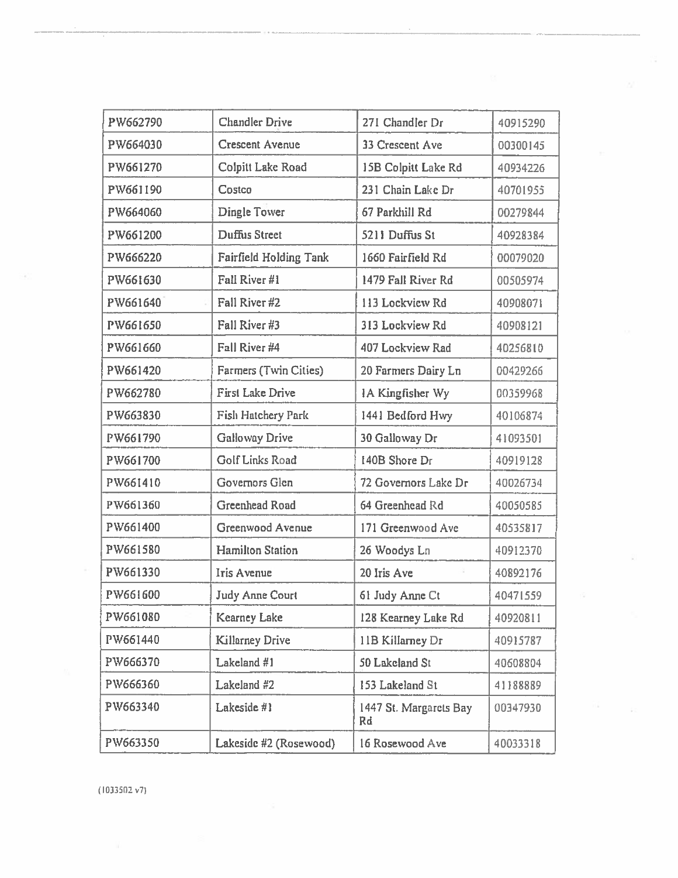| | | | |
|---|---|---|---|
| PW662790 | Chandler Drive | 271 Chandler Dr | 40915290 |
| PW664030 | Crescent Avenue | 33 Crescent Ave | 00300145 |
| PW661270 | Colpitt Lake Road | 15B Colpitt Lake Rd | 40934226 |
| PW661190 | Costco | 231 Chain Lake Dr | 40701955 |
| PW664060 | Dingle Tower | 67 Parkhill Rd | 00279844 |
| PW661200 | Duffus Street | 5211 Duffus St | 40928384 |
| PW666220 | Fairfield Holding Tank | 1660 Fairfield Rd | 00079020 |
| PW661630 | Fall River #1 | 1479 Fall River Rd | 00505974 |
| PW661640 | Fall River #2 | 113 Lockview Rd | 40908071 |
| PW661650 | Fall River #3 | 313 Lockview Rd | 40908121 |
| PW661660 | Fall River #4 | 407 Lockview Rad | 40256810 |
| PW661420 | Farmers (Twin Cities) | 20 Farmers Dairy Ln | 00429266 |
| PW662780 | First Lake Drive | 1A Kingfisher Wy | 00359968 |
| PW663830 | Fish Hatchery Park | 1441 Bedford Hwy | 40106874 |
| PW661790 | Galloway Drive | 30 Galloway Dr | 41093501 |
| PW661700 | Golf Links Road | 140B Shore Dr | 40919128 |
| PW661410 | Governors Glen | 72 Governors Lake Dr | 40026734 |
| PW661360 | Greenhead Road | 64 Greenhead Rd | 40050585 |
| PW661400 | Greenwood Avenue | 171 Greenwood Ave | 40535817 |
| PW661580 | Hamilton Station | 26 Woodys Ln | 40912370 |
| PW661330 | Iris Avenue | 20 Iris Ave | 40892176 |
| PW661600 | Judy Anne Court | 61 Judy Anne Ct | 40471559 |
| PW661080 | Kearney Lake | 128 Kearney Lake Rd | 40920811 |
| PW661440 | Killarney Drive | 11B Killarney Dr | 40915787 |
| PW666370 | Lakeland #1 | 50 Lakeland St | 40608804 |
| PW666360 | Lakeland #2 | 153 Lakeland St | 41188889 |
| PW663340 | Lakeside #1 | 1447 St. Margarets Bay Rd | 00347930 |
| PW663350 | Lakeside #2 (Rosewood) | 16 Rosewood Ave | 40033318 |

(1033502 v7)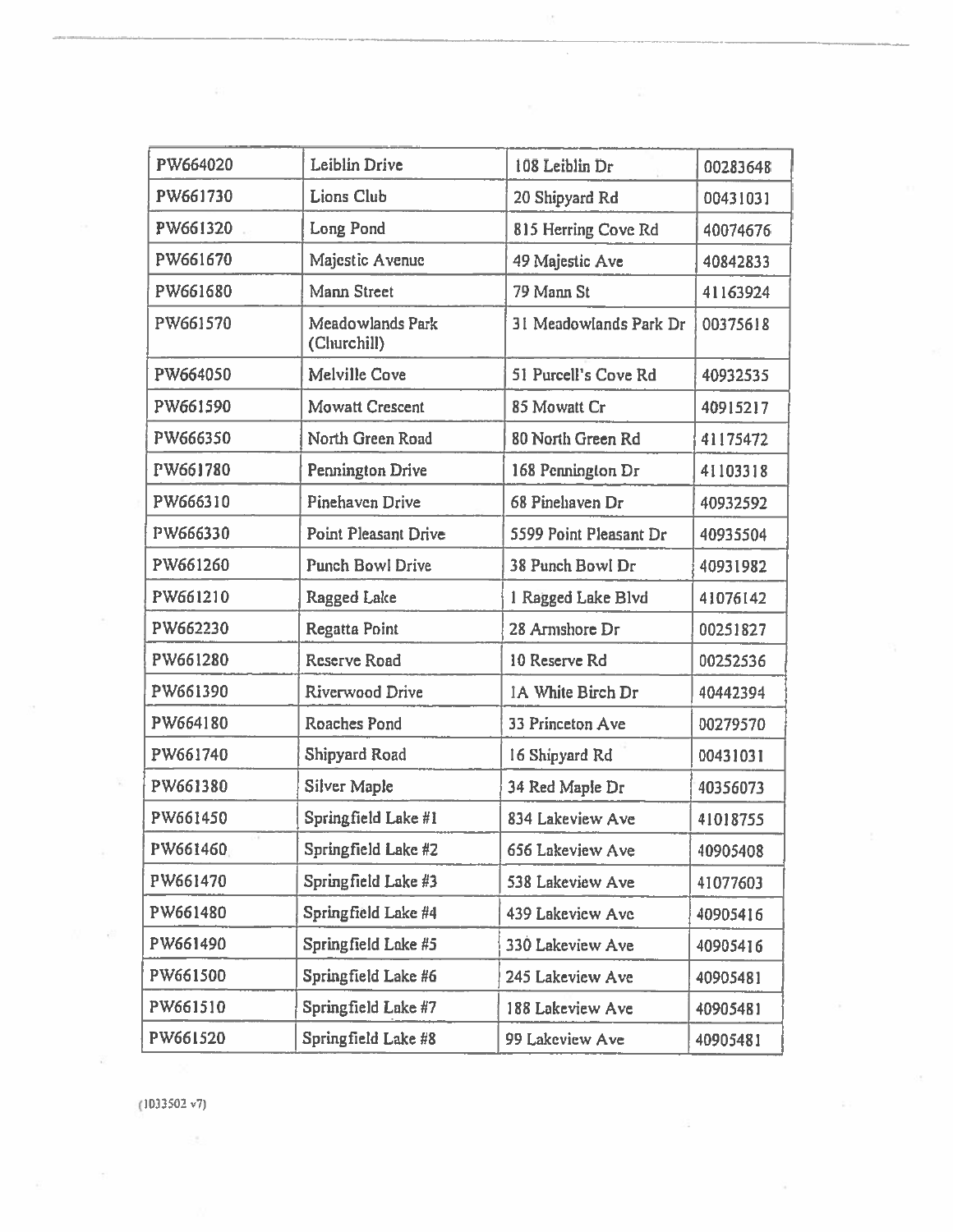| PW664020 | Leiblin Drive | 108 Leiblin Dr | 00283648 |
|---|---|---|---|
| PW661730 | Lions Club | 20 Shipyard Rd | 00431031 |
| PW661320 | Long Pond | 815 Herring Cove Rd | 40074676 |
| PW661670 | Majestic Avenue | 49 Majestic Ave | 40842833 |
| PW661680 | Mann Street | 79 Mann St | 41163924 |
| PW661570 | Meadowlands Park (Churchill) | 31 Meadowlands Park Dr | 00375618 |
| PW664050 | Melville Cove | 51 Purcell's Cove Rd | 40932535 |
| PW661590 | Mowatt Crescent | 85 Mowatt Cr | 40915217 |
| PW666350 | North Green Road | 80 North Green Rd | 41175472 |
| PW661780 | Pennington Drive | 168 Pennington Dr | 41103318 |
| PW666310 | Pinehaven Drive | 68 Pinehaven Dr | 40932592 |
| PW666330 | Point Pleasant Drive | 5599 Point Pleasant Dr | 40935504 |
| PW661260 | Punch Bowl Drive | 38 Punch Bowl Dr | 40931982 |
| PW661210 | Ragged Lake | 1 Ragged Lake Blvd | 41076142 |
| PW662230 | Regatta Point | 28 Armshore Dr | 00251827 |
| PW661280 | Reserve Road | 10 Reserve Rd | 00252536 |
| PW661390 | Riverwood Drive | 1A White Birch Dr | 40442394 |
| PW664180 | Roaches Pond | 33 Princeton Ave | 00279570 |
| PW661740 | Shipyard Road | 16 Shipyard Rd | 00431031 |
| PW661380 | Silver Maple | 34 Red Maple Dr | 40356073 |
| PW661450 | Springfield Lake #1 | 834 Lakeview Ave | 41018755 |
| PW661460 | Springfield Lake #2 | 656 Lakeview Ave | 40905408 |
| PW661470 | Springfield Lake #3 | 538 Lakeview Ave | 41077603 |
| PW661480 | Springfield Lake #4 | 439 Lakeview Ave | 40905416 |
| PW661490 | Springfield Lake #5 | 330 Lakeview Ave | 40905416 |
| PW661500 | Springfield Lake #6 | 245 Lakeview Ave | 40905481 |
| PW661510 | Springfield Lake #7 | 188 Lakeview Ave | 40905481 |
| PW661520 | Springfield Lake #8 | 99 Lakeview Ave | 40905481 |

{1033502 v7}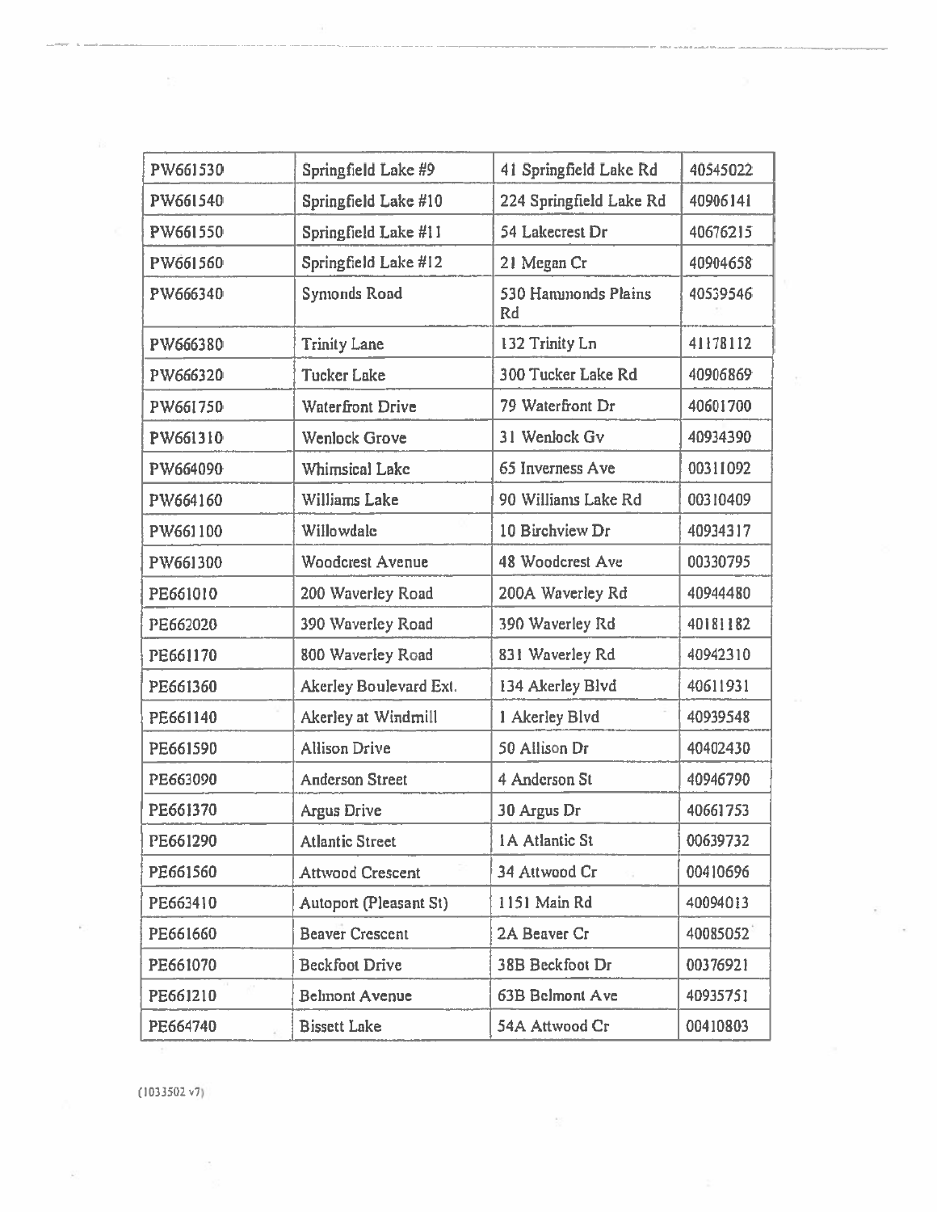| PW661530 | Springfield Lake #9 | 41 Springfield Lake Rd | 40545022 |
|---|---|---|---|
| PW661540 | Springfield Lake #10 | 224 Springfield Lake Rd | 40906141 |
| PW661550 | Springfield Lake #11 | 54 Lakecrest Dr | 40676215 |
| PW661560 | Springfield Lake #12 | 21 Megan Cr | 40904658 |
| PW666340 | Symonds Road | 530 Hammonds Plains Rd | 40539546 |
| PW666380 | Trinity Lane | 132 Trinity Ln | 41178112 |
| PW666320 | Tucker Lake | 300 Tucker Lake Rd | 40906869 |
| PW661750 | Waterfront Drive | 79 Waterfront Dr | 40601700 |
| PW661310 | Wenlock Grove | 31 Wenlock Gv | 40934390 |
| PW664090 | Whimsical Lake | 65 Inverness Ave | 00311092 |
| PW664160 | Williams Lake | 90 Williams Lake Rd | 00310409 |
| PW661100 | Willowdale | 10 Birchview Dr | 40934317 |
| PW661300 | Woodcrest Avenue | 48 Woodcrest Ave | 00330795 |
| PE661010 | 200 Waverley Road | 200A Waverley Rd | 40944480 |
| PE662020 | 390 Waverley Road | 390 Waverley Rd | 40181182 |
| PE661170 | 800 Waverley Road | 831 Waverley Rd | 40942310 |
| PE661360 | Akerley Boulevard Ext. | 134 Akerley Blvd | 40611931 |
| PE661140 | Akerley at Windmill | 1 Akerley Blvd | 40939548 |
| PE661590 | Allison Drive | 50 Allison Dr | 40402430 |
| PE663090 | Anderson Street | 4 Anderson St | 40946790 |
| PE661370 | Argus Drive | 30 Argus Dr | 40661753 |
| PE661290 | Atlantic Street | 1A Atlantic St | 00639732 |
| PE661560 | Attwood Crescent | 34 Attwood Cr | 00410696 |
| PE663410 | Autoport (Pleasant St) | 1151 Main Rd | 40094013 |
| PE661660 | Beaver Crescent | 2A Beaver Cr | 40085052 |
| PE661070 | Beckfoot Drive | 38B Beckfoot Dr | 00376921 |
| PE661210 | Belmont Avenue | 63B Belmont Ave | 40935751 |
| PE664740 | Bissett Lake | 54A Attwood Cr | 00410803 |

(1033502 v7)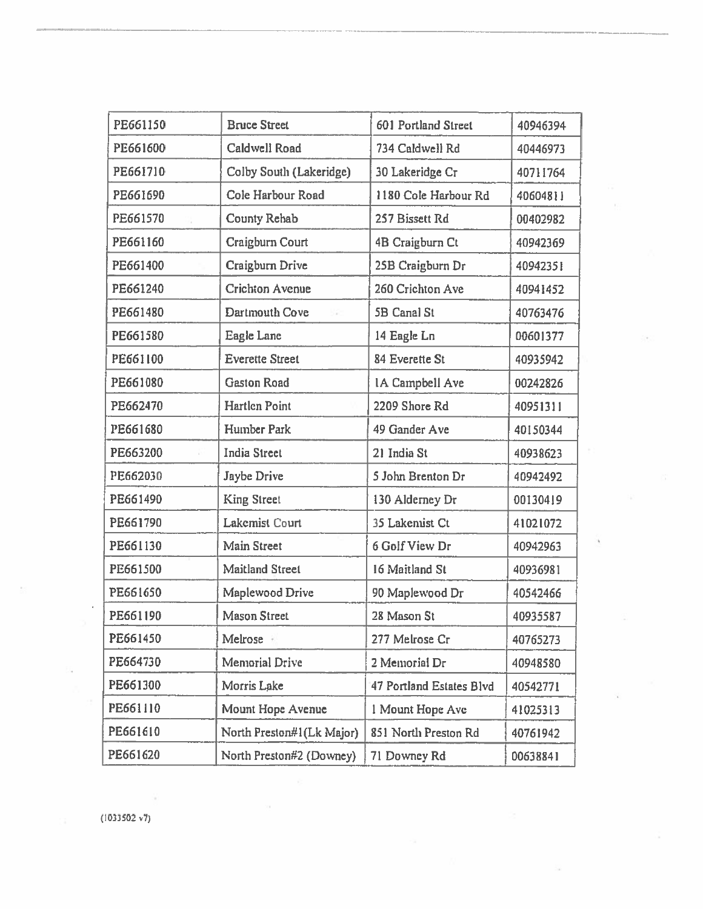| PE661150 | Bruce Street | 601 Portland Street | 40946394 |
|---|---|---|---|
| PE661600 | Caldwell Road | 734 Caldwell Rd | 40446973 |
| PE661710 | Colby South (Lakeridge) | 30 Lakeridge Cr | 40711764 |
| PE661690 | Cole Harbour Road | 1180 Cole Harbour Rd | 40604811 |
| PE661570 | County Rehab | 257 Bissett Rd | 00402982 |
| PE661160 | Craigburn Court | 4B Craigburn Ct | 40942369 |
| PE661400 | Craigburn Drive | 25B Craigburn Dr | 40942351 |
| PE661240 | Crichton Avenue | 260 Crichton Ave | 40941452 |
| PE661480 | Dartmouth Cove | 5B Canal St | 40763476 |
| PE661580 | Eagle Lane | 14 Eagle Ln | 00601377 |
| PE661100 | Everette Street | 84 Everette St | 40935942 |
| PE661080 | Gaston Road | 1A Campbell Ave | 00242826 |
| PE662470 | Hartlen Point | 2209 Shore Rd | 40951311 |
| PE661680 | Humber Park | 49 Gander Ave | 40150344 |
| PE663200 | India Street | 21 India St | 40938623 |
| PE662030 | Jaybe Drive | 5 John Brenton Dr | 40942492 |
| PE661490 | King Street | 130 Alderney Dr | 00130419 |
| PE661790 | Lakemist Court | 35 Lakemist Ct | 41021072 |
| PE661130 | Main Street | 6 Golf View Dr | 40942963 |
| PE661500 | Maitland Street | 16 Maitland St | 40936981 |
| PE661650 | Maplewood Drive | 90 Maplewood Dr | 40542466 |
| PE661190 | Mason Street | 28 Mason St | 40935587 |
| PE661450 | Melrose | 277 Melrose Cr | 40765273 |
| PE664730 | Memorial Drive | 2 Memorial Dr | 40948580 |
| PE661300 | Morris Lake | 47 Portland Estates Blvd | 40542771 |
| PE661110 | Mount Hope Avenue | 1 Mount Hope Ave | 41025313 |
| PE661610 | North Preston#1(Lk Major) | 851 North Preston Rd | 40761942 |
| PE661620 | North Preston#2 (Downey) | 71 Downey Rd | 00638841 |

(1033502 v7)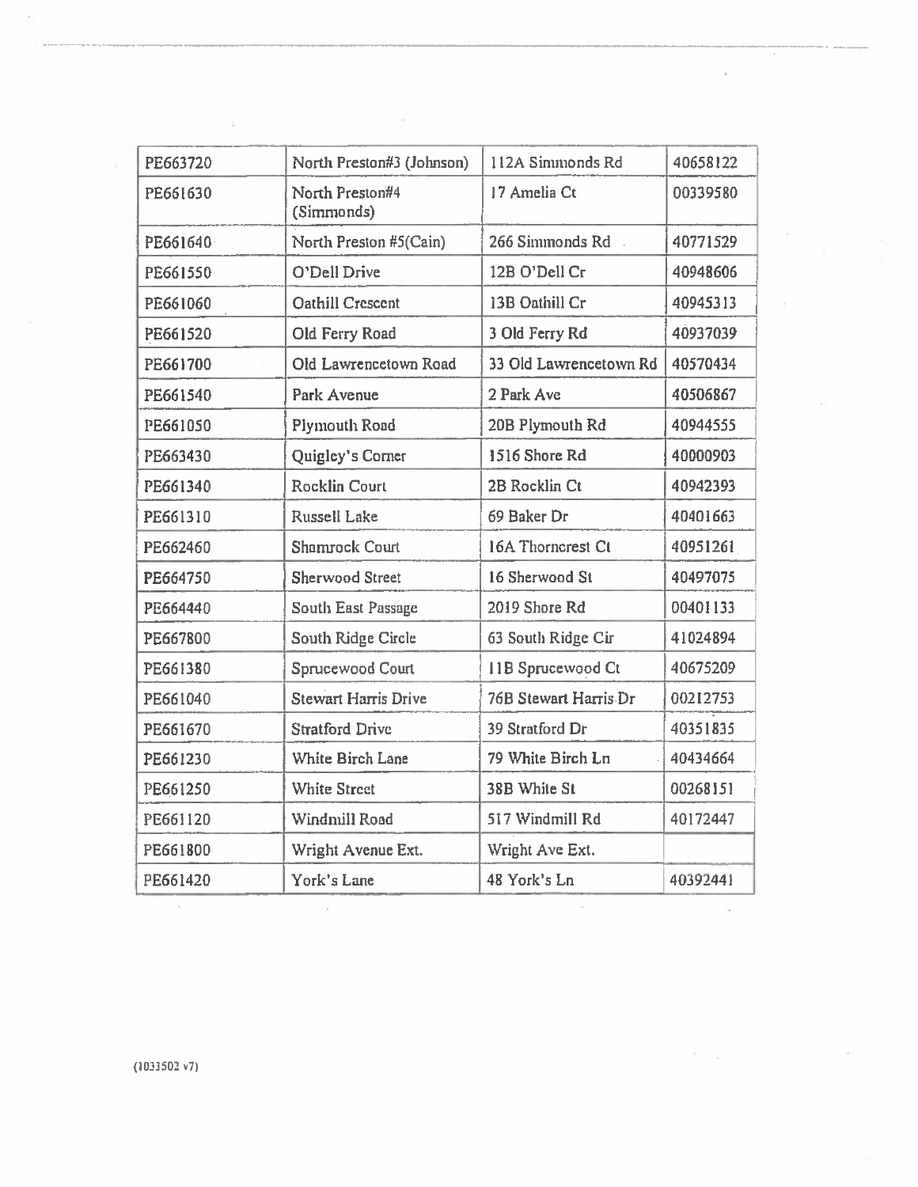| PE663720 | North Preston#3 (Johnson) | 112A Simmonds Rd | 40658122 |
|---|---|---|---|
| PE661630 | North Preston#4 (Simmonds) | 17 Amelia Ct | 00339580 |
| PE661640 | North Preston #5(Cain) | 266 Simmonds Rd | 40771529 |
| PE661550 | O'Dell Drive | 12B O'Dell Cr | 40948606 |
| PE661060 | Oathill Crescent | 13B Oathill Cr | 40945313 |
| PE661520 | Old Ferry Road | 3 Old Ferry Rd | 40937039 |
| PE661700 | Old Lawrencetown Road | 33 Old Lawrencetown Rd | 40570434 |
| PE661540 | Park Avenue | 2 Park Ave | 40506867 |
| PE661050 | Plymouth Road | 20B Plymouth Rd | 40944555 |
| PE663430 | Quigley's Corner | 1516 Shore Rd | 40000903 |
| PE661340 | Rocklin Court | 2B Rocklin Ct | 40942393 |
| PE661310 | Russell Lake | 69 Baker Dr | 40401663 |
| PE662460 | Shamrock Court | 16A Thorncrest Ct | 40951261 |
| PE664750 | Sherwood Street | 16 Sherwood St | 40497075 |
| PE664440 | South East Passage | 2019 Shore Rd | 00401133 |
| PE667800 | South Ridge Circle | 63 South Ridge Cir | 41024894 |
| PE661380 | Sprucewood Court | 11B Sprucewood Ct | 40675209 |
| PE661040 | Stewart Harris Drive | 76B Stewart Harris Dr | 00212753 |
| PE661670 | Stratford Drive | 39 Stratford Dr | 40351835 |
| PE661230 | White Birch Lane | 79 White Birch Ln | 40434664 |
| PE661250 | White Street | 38B White St | 00268151 |
| PE661120 | Windmill Road | 517 Windmill Rd | 40172447 |
| PE661800 | Wright Avenue Ext. | Wright Ave Ext. | |
| PE661420 | York's Lane | 48 York's Ln | 40392441 |

{1033502 v7}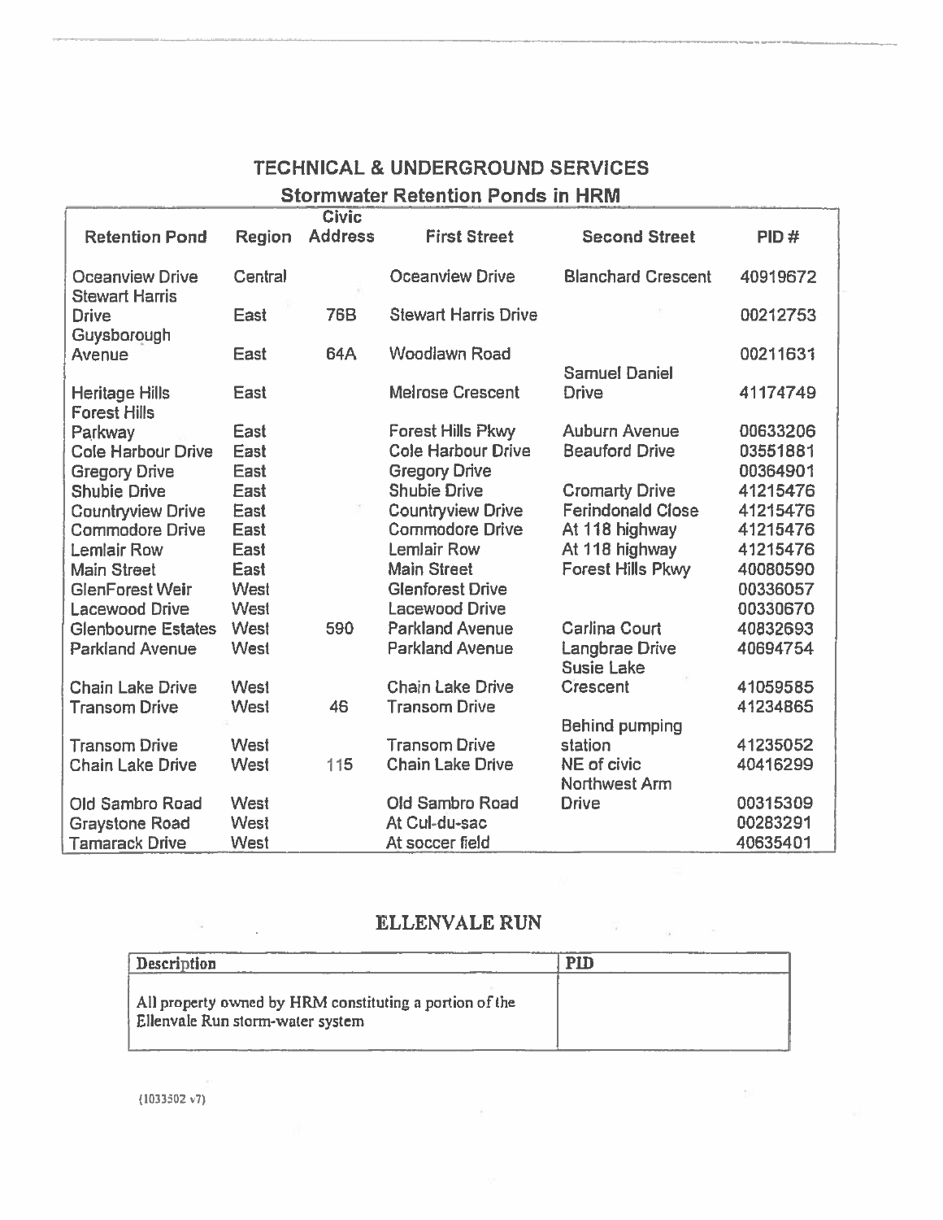## TECHNICAL & UNDERGROUND SERVICES

### Stormwater Retention Ponds in HRM

| Retention Pond | Region | Civic Address | First Street | Second Street | PID # |
|---|---|---|---|---|---|
| Oceanview Drive | Central | | Oceanview Drive | Blanchard Crescent | 40919672 |
| Stewart Harris Drive | East | 76B | Stewart Harris Drive | | 00212753 |
| Guysborough Avenue | East | 64A | Woodlawn Road | | 00211631 |
| Heritage Hills | East | | Melrose Crescent | Samuel Daniel Drive | 41174749 |
| Forest Hills Parkway | East | | Forest Hills Pkwy | Auburn Avenue | 00633206 |
| Cole Harbour Drive | East | | Cole Harbour Drive | Beauford Drive | 03551881 |
| Gregory Drive | East | | Gregory Drive | | 00364901 |
| Shubie Drive | East | | Shubie Drive | Cromarty Drive | 41215476 |
| Countryview Drive | East | | Countryview Drive | Ferindonald Close | 41215476 |
| Commodore Drive | East | | Commodore Drive | At 118 highway | 41215476 |
| Lemlair Row | East | | Lemlair Row | At 118 highway | 41215476 |
| Main Street | East | | Main Street | Forest Hills Pkwy | 40080590 |
| GlenForest Weir | West | | Glenforest Drive | | 00336057 |
| Lacewood Drive | West | | Lacewood Drive | | 00330670 |
| Glenbourne Estates | West | 590 | Parkland Avenue | Carlina Court | 40832693 |
| Parkland Avenue | West | | Parkland Avenue | Langbrae Drive | 40694754 |
| Chain Lake Drive | West | | Chain Lake Drive | Susie Lake Crescent | 41059585 |
| Transom Drive | West | 46 | Transom Drive | | 41234865 |
| Transom Drive | West | | Transom Drive | Behind pumping station | 41235052 |
| Chain Lake Drive | West | 115 | Chain Lake Drive | NE of civic | 40416299 |
| Old Sambro Road | West | | Old Sambro Road | Northwest Arm Drive | 00315309 |
| Graystone Road | West | | At Cul-du-sac | | 00283291 |
| Tamarack Drive | West | | At soccer field | | 40635401 |

## ELLENVALE RUN

| Description | PID |
|---|---|
| All property owned by HRM constituting a portion of the Ellenvale Run storm-water system | |

{1033502 v7}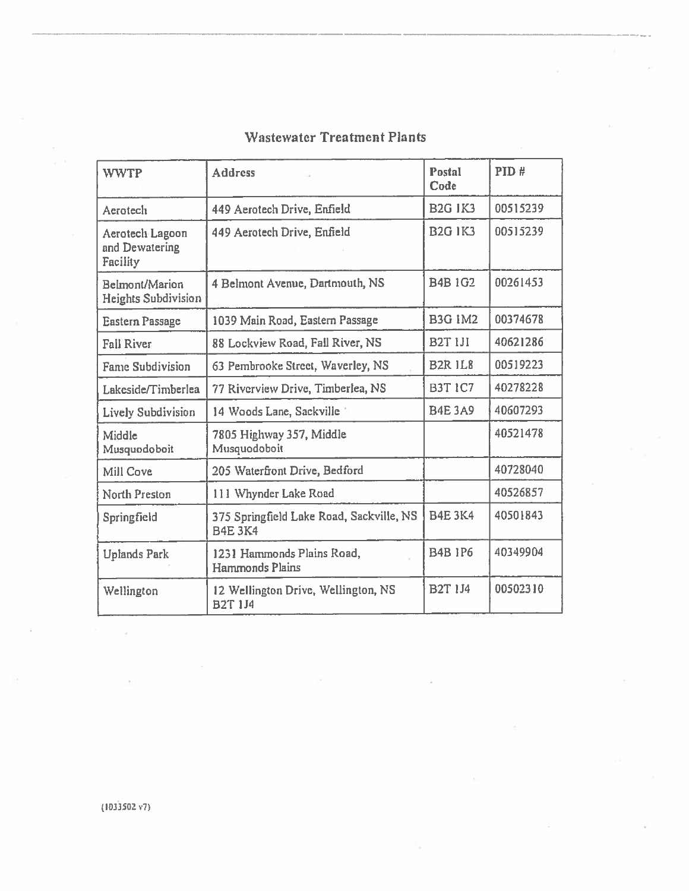## Wastewater Treatment Plants

| WWTP | Address | Postal Code | PID # |
| --- | --- | --- | --- |
| Aerotech | 449 Aerotech Drive, Enfield | B2G 1K3 | 00515239 |
| Aerotech Lagoon and Dewatering Facility | 449 Aerotech Drive, Enfield | B2G 1K3 | 00515239 |
| Belmont/Marion Heights Subdivision | 4 Belmont Avenue, Dartmouth, NS | B4B 1G2 | 00261453 |
| Eastern Passage | 1039 Main Road, Eastern Passage | B3G 1M2 | 00374678 |
| Fall River | 88 Lockview Road, Fall River, NS | B2T 1J1 | 40621286 |
| Fame Subdivision | 63 Pembrooke Street, Waverley, NS | B2R 1L8 | 00519223 |
| Lakeside/Timberlea | 77 Riverview Drive, Timberlea, NS | B3T 1C7 | 40278228 |
| Lively Subdivision | 14 Woods Lane, Sackville | B4E 3A9 | 40607293 |
| Middle Musquodoboit | 7805 Highway 357, Middle Musquodoboit | | 40521478 |
| Mill Cove | 205 Waterfront Drive, Bedford | | 40728040 |
| North Preston | 111 Whynder Lake Road | | 40526857 |
| Springfield | 375 Springfield Lake Road, Sackville, NS B4E 3K4 | B4E 3K4 | 40501843 |
| Uplands Park | 1231 Hammonds Plains Road, Hammonds Plains | B4B 1P6 | 40349904 |
| Wellington | 12 Wellington Drive, Wellington, NS B2T 1J4 | B2T 1J4 | 00502310 |

{1033502 v7}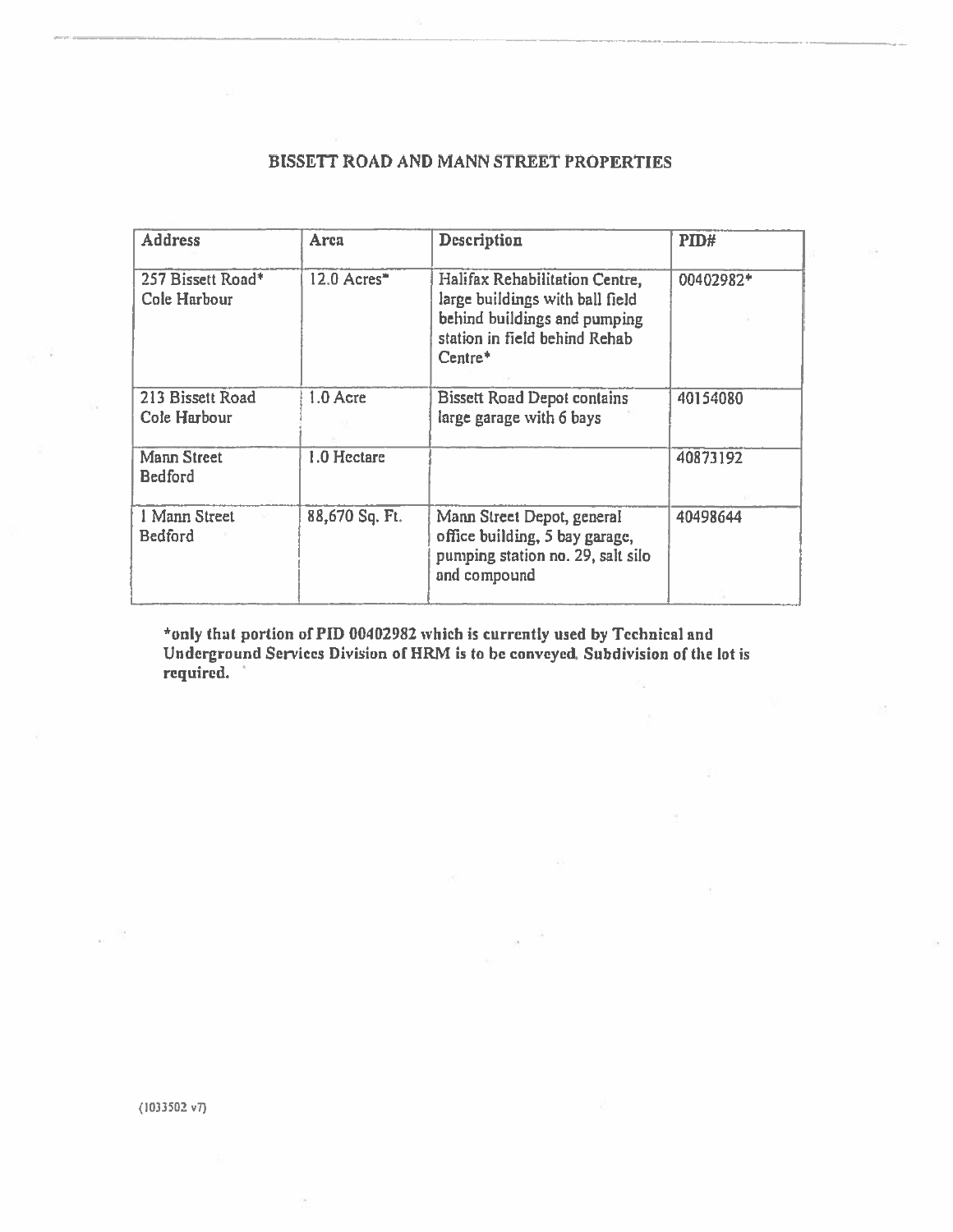# BISSETT ROAD AND MANN STREET PROPERTIES

| Address | Area | Description | PID# |
|---|---|---|---|
| 257 Bissett Road* Cole Harbour | 12.0 Acres* | Halifax Rehabilitation Centre, large buildings with ball field behind buildings and pumping station in field behind Rehab Centre* | 00402982* |
| 213 Bissett Road Cole Harbour | 1.0 Acre | Bissett Road Depot contains large garage with 6 bays | 40154080 |
| Mann Street Bedford | 1.0 Hectare | | 40873192 |
| 1 Mann Street Bedford | 88,670 Sq. Ft. | Mann Street Depot, general office building, 5 bay garage, pumping station no. 29, salt silo and compound | 40498644 |

**\*only that portion of PID 00402982 which is currently used by Technical and Underground Services Division of HRM is to be conveyed. Subdivision of the lot is required.**

(1033502 v7)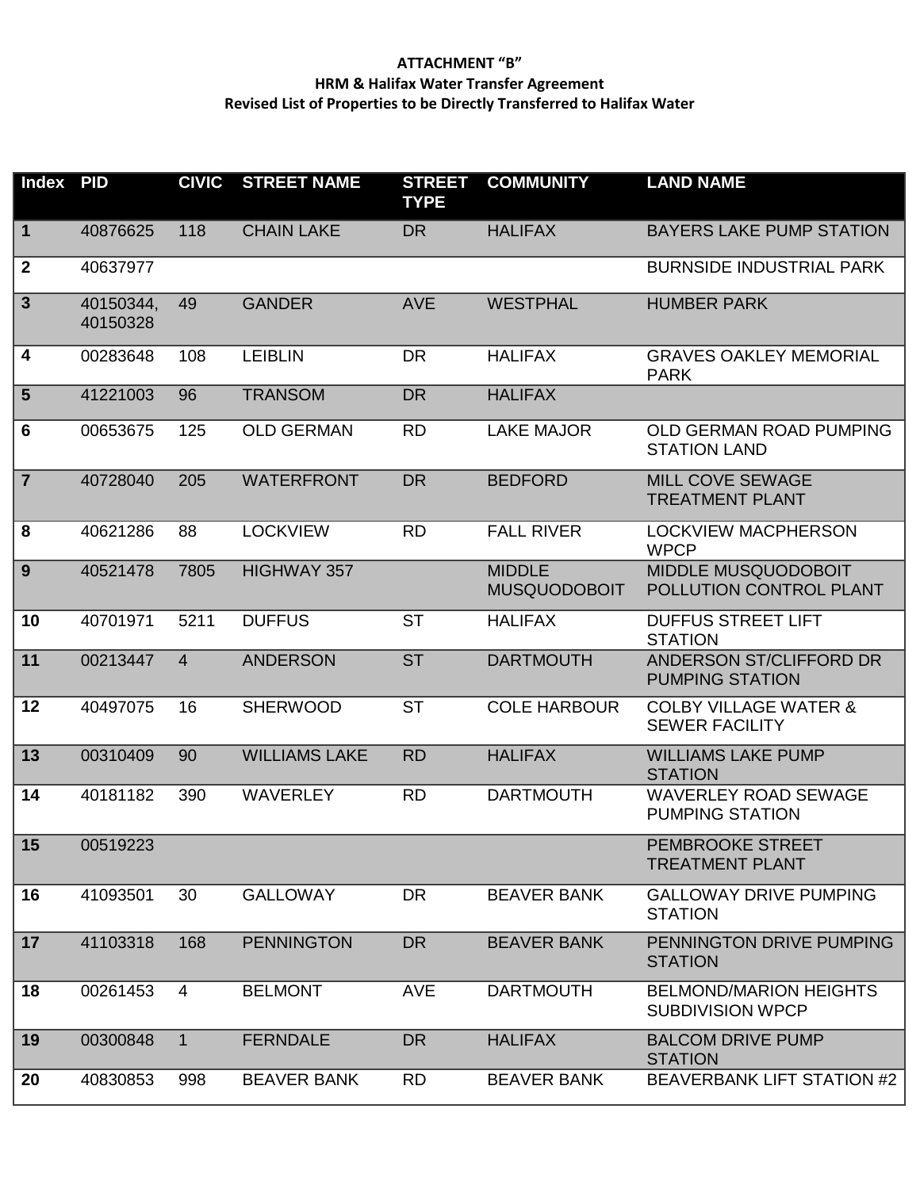**ATTACHMENT "B"**
**HRM & Halifax Water Transfer Agreement**
**Revised List of Properties to be Directly Transferred to Halifax Water**

| Index | PID | CIVIC | STREET NAME | STREET TYPE | COMMUNITY | LAND NAME |
|---|---|---|---|---|---|---|
| 1 | 40876625 | 118 | CHAIN LAKE | DR | HALIFAX | BAYERS LAKE PUMP STATION |
| 2 | 40637977 | | | | | BURNSIDE INDUSTRIAL PARK |
| 3 | 40150344, 40150328 | 49 | GANDER | AVE | WESTPHAL | HUMBER PARK |
| 4 | 00283648 | 108 | LEIBLIN | DR | HALIFAX | GRAVES OAKLEY MEMORIAL PARK |
| 5 | 41221003 | 96 | TRANSOM | DR | HALIFAX | |
| 6 | 00653675 | 125 | OLD GERMAN | RD | LAKE MAJOR | OLD GERMAN ROAD PUMPING STATION LAND |
| 7 | 40728040 | 205 | WATERFRONT | DR | BEDFORD | MILL COVE SEWAGE TREATMENT PLANT |
| 8 | 40621286 | 88 | LOCKVIEW | RD | FALL RIVER | LOCKVIEW MACPHERSON WPCP |
| 9 | 40521478 | 7805 | HIGHWAY 357 | | MIDDLE MUSQUODOBOIT | MIDDLE MUSQUODOBOIT POLLUTION CONTROL PLANT |
| 10 | 40701971 | 5211 | DUFFUS | ST | HALIFAX | DUFFUS STREET LIFT STATION |
| 11 | 00213447 | 4 | ANDERSON | ST | DARTMOUTH | ANDERSON ST/CLIFFORD DR PUMPING STATION |
| 12 | 40497075 | 16 | SHERWOOD | ST | COLE HARBOUR | COLBY VILLAGE WATER & SEWER FACILITY |
| 13 | 00310409 | 90 | WILLIAMS LAKE | RD | HALIFAX | WILLIAMS LAKE PUMP STATION |
| 14 | 40181182 | 390 | WAVERLEY | RD | DARTMOUTH | WAVERLEY ROAD SEWAGE PUMPING STATION |
| 15 | 00519223 | | | | | PEMBROOKE STREET TREATMENT PLANT |
| 16 | 41093501 | 30 | GALLOWAY | DR | BEAVER BANK | GALLOWAY DRIVE PUMPING STATION |
| 17 | 41103318 | 168 | PENNINGTON | DR | BEAVER BANK | PENNINGTON DRIVE PUMPING STATION |
| 18 | 00261453 | 4 | BELMONT | AVE | DARTMOUTH | BELMOND/MARION HEIGHTS SUBDIVISION WPCP |
| 19 | 00300848 | 1 | FERNDALE | DR | HALIFAX | BALCOM DRIVE PUMP STATION |
| 20 | 40830853 | 998 | BEAVER BANK | RD | BEAVER BANK | BEAVERBANK LIFT STATION #2 |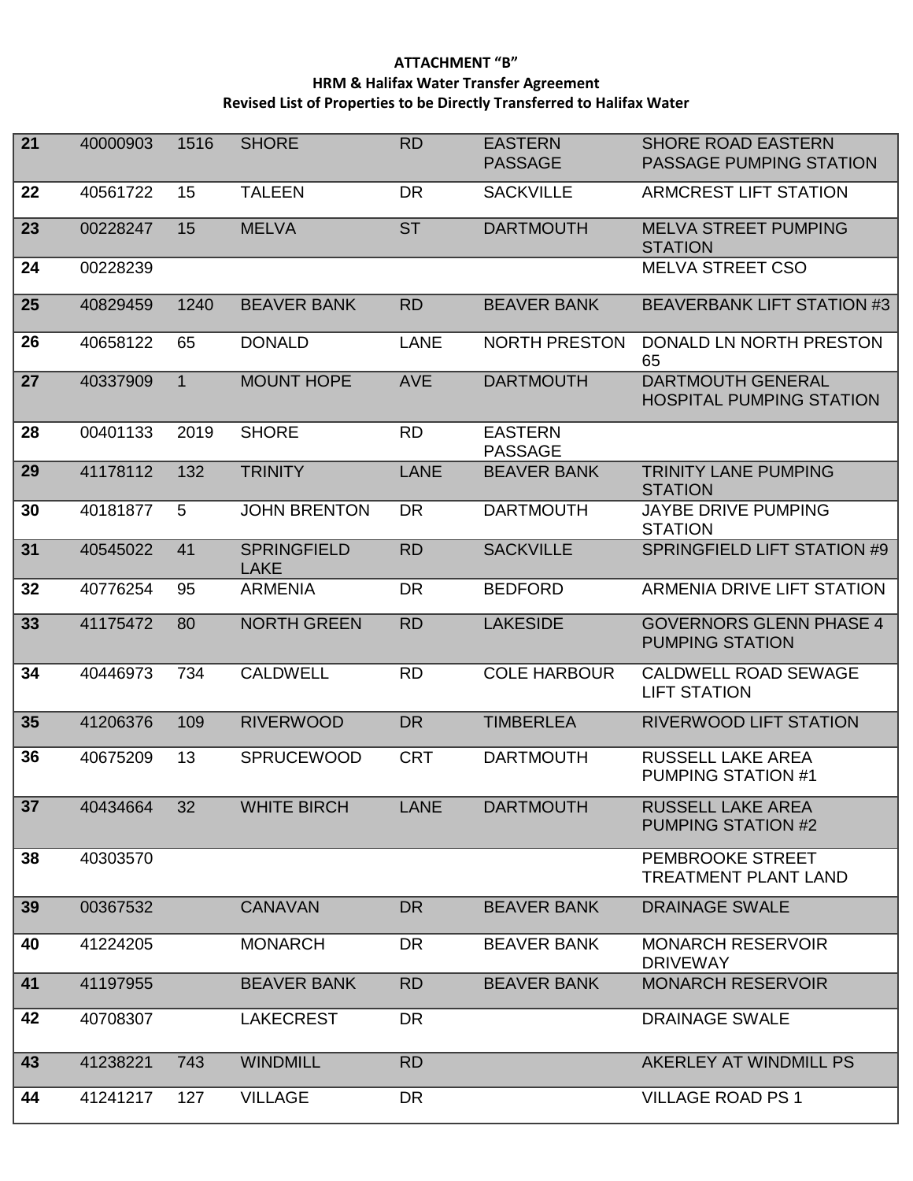**ATTACHMENT "B"**
**HRM & Halifax Water Transfer Agreement**
**Revised List of Properties to be Directly Transferred to Halifax Water**

| | | | | | | |
|---|---|---|---|---|---|---|
| **21** | 40000903 | 1516 | SHORE | RD | EASTERN PASSAGE | SHORE ROAD EASTERN PASSAGE PUMPING STATION |
| **22** | 40561722 | 15 | TALEEN | DR | SACKVILLE | ARMCREST LIFT STATION |
| **23** | 00228247 | 15 | MELVA | ST | DARTMOUTH | MELVA STREET PUMPING STATION |
| **24** | 00228239 | | | | | MELVA STREET CSO |
| **25** | 40829459 | 1240 | BEAVER BANK | RD | BEAVER BANK | BEAVERBANK LIFT STATION #3 |
| **26** | 40658122 | 65 | DONALD | LANE | NORTH PRESTON | DONALD LN NORTH PRESTON 65 |
| **27** | 40337909 | 1 | MOUNT HOPE | AVE | DARTMOUTH | DARTMOUTH GENERAL HOSPITAL PUMPING STATION |
| **28** | 00401133 | 2019 | SHORE | RD | EASTERN PASSAGE | |
| **29** | 41178112 | 132 | TRINITY | LANE | BEAVER BANK | TRINITY LANE PUMPING STATION |
| **30** | 40181877 | 5 | JOHN BRENTON | DR | DARTMOUTH | JAYBE DRIVE PUMPING STATION |
| **31** | 40545022 | 41 | SPRINGFIELD LAKE | RD | SACKVILLE | SPRINGFIELD LIFT STATION #9 |
| **32** | 40776254 | 95 | ARMENIA | DR | BEDFORD | ARMENIA DRIVE LIFT STATION |
| **33** | 41175472 | 80 | NORTH GREEN | RD | LAKESIDE | GOVERNORS GLENN PHASE 4 PUMPING STATION |
| **34** | 40446973 | 734 | CALDWELL | RD | COLE HARBOUR | CALDWELL ROAD SEWAGE LIFT STATION |
| **35** | 41206376 | 109 | RIVERWOOD | DR | TIMBERLEA | RIVERWOOD LIFT STATION |
| **36** | 40675209 | 13 | SPRUCEWOOD | CRT | DARTMOUTH | RUSSELL LAKE AREA PUMPING STATION #1 |
| **37** | 40434664 | 32 | WHITE BIRCH | LANE | DARTMOUTH | RUSSELL LAKE AREA PUMPING STATION #2 |
| **38** | 40303570 | | | | | PEMBROOKE STREET TREATMENT PLANT LAND |
| **39** | 00367532 | | CANAVAN | DR | BEAVER BANK | DRAINAGE SWALE |
| **40** | 41224205 | | MONARCH | DR | BEAVER BANK | MONARCH RESERVOIR DRIVEWAY |
| **41** | 41197955 | | BEAVER BANK | RD | BEAVER BANK | MONARCH RESERVOIR |
| **42** | 40708307 | | LAKECREST | DR | | DRAINAGE SWALE |
| **43** | 41238221 | 743 | WINDMILL | RD | | AKERLEY AT WINDMILL PS |
| **44** | 41241217 | 127 | VILLAGE | DR | | VILLAGE ROAD PS 1 |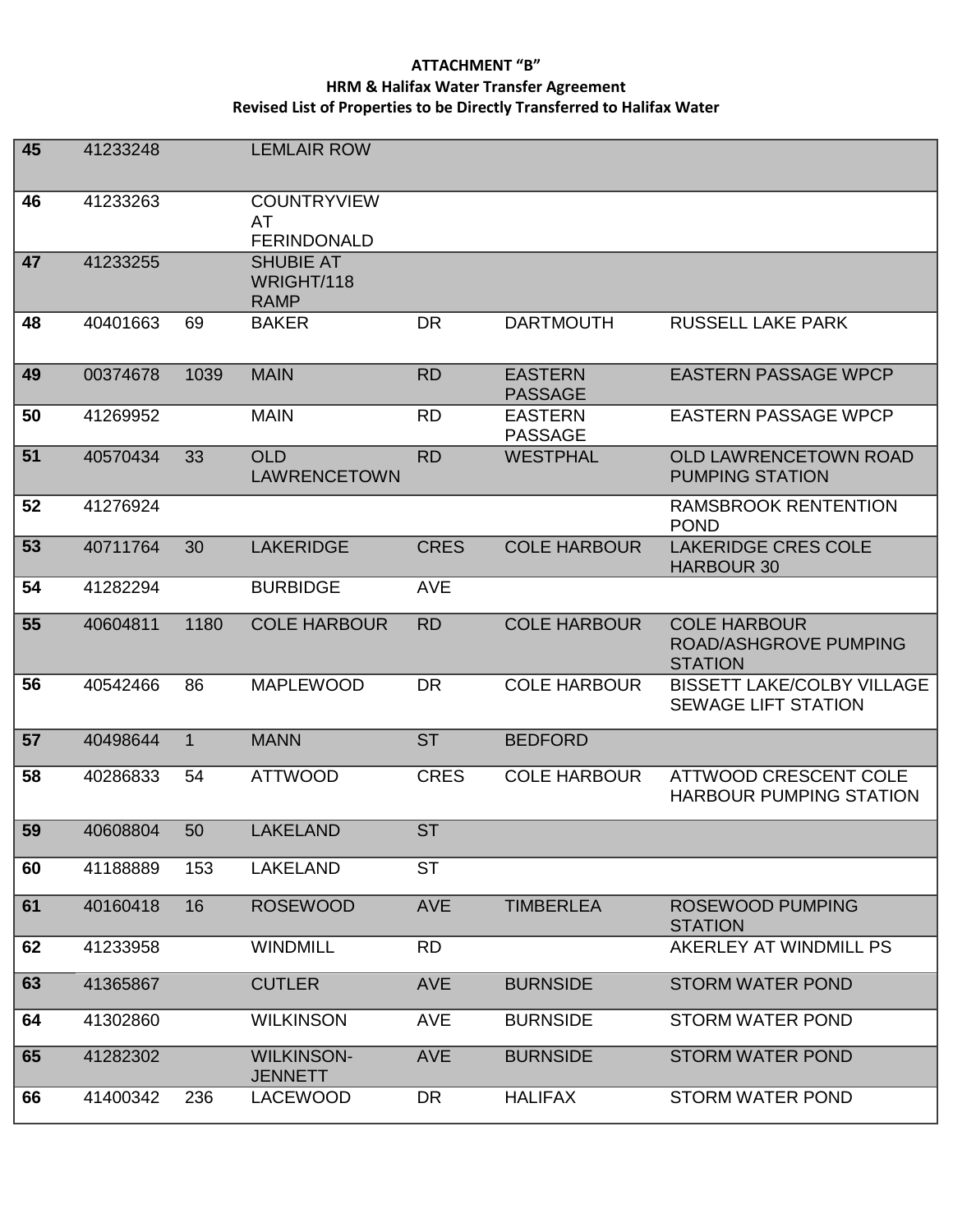**ATTACHMENT "B"**
**HRM & Halifax Water Transfer Agreement**
**Revised List of Properties to be Directly Transferred to Halifax Water**

| | | | | | | |
|---|---|---|---|---|---|---|
| **45** | 41233248 | | LEMLAIR ROW | | | |
| **46** | 41233263 | | COUNTRYVIEW AT FERINDONALD | | | |
| **47** | 41233255 | | SHUBIE AT WRIGHT/118 RAMP | | | |
| **48** | 40401663 | 69 | BAKER | DR | DARTMOUTH | RUSSELL LAKE PARK |
| **49** | 00374678 | 1039 | MAIN | RD | EASTERN PASSAGE | EASTERN PASSAGE WPCP |
| **50** | 41269952 | | MAIN | RD | EASTERN PASSAGE | EASTERN PASSAGE WPCP |
| **51** | 40570434 | 33 | OLD LAWRENCETOWN | RD | WESTPHAL | OLD LAWRENCETOWN ROAD PUMPING STATION |
| **52** | 41276924 | | | | | RAMSBROOK RENTENTION POND |
| **53** | 40711764 | 30 | LAKERIDGE | CRES | COLE HARBOUR | LAKERIDGE CRES COLE HARBOUR 30 |
| **54** | 41282294 | | BURBIDGE | AVE | | |
| **55** | 40604811 | 1180 | COLE HARBOUR | RD | COLE HARBOUR | COLE HARBOUR ROAD/ASHGROVE PUMPING STATION |
| **56** | 40542466 | 86 | MAPLEWOOD | DR | COLE HARBOUR | BISSETT LAKE/COLBY VILLAGE SEWAGE LIFT STATION |
| **57** | 40498644 | 1 | MANN | ST | BEDFORD | |
| **58** | 40286833 | 54 | ATTWOOD | CRES | COLE HARBOUR | ATTWOOD CRESCENT COLE HARBOUR PUMPING STATION |
| **59** | 40608804 | 50 | LAKELAND | ST | | |
| **60** | 41188889 | 153 | LAKELAND | ST | | |
| **61** | 40160418 | 16 | ROSEWOOD | AVE | TIMBERLEA | ROSEWOOD PUMPING STATION |
| **62** | 41233958 | | WINDMILL | RD | | AKERLEY AT WINDMILL PS |
| **63** | 41365867 | | CUTLER | AVE | BURNSIDE | STORM WATER POND |
| **64** | 41302860 | | WILKINSON | AVE | BURNSIDE | STORM WATER POND |
| **65** | 41282302 | | WILKINSON-JENNETT | AVE | BURNSIDE | STORM WATER POND |
| **66** | 41400342 | 236 | LACEWOOD | DR | HALIFAX | STORM WATER POND |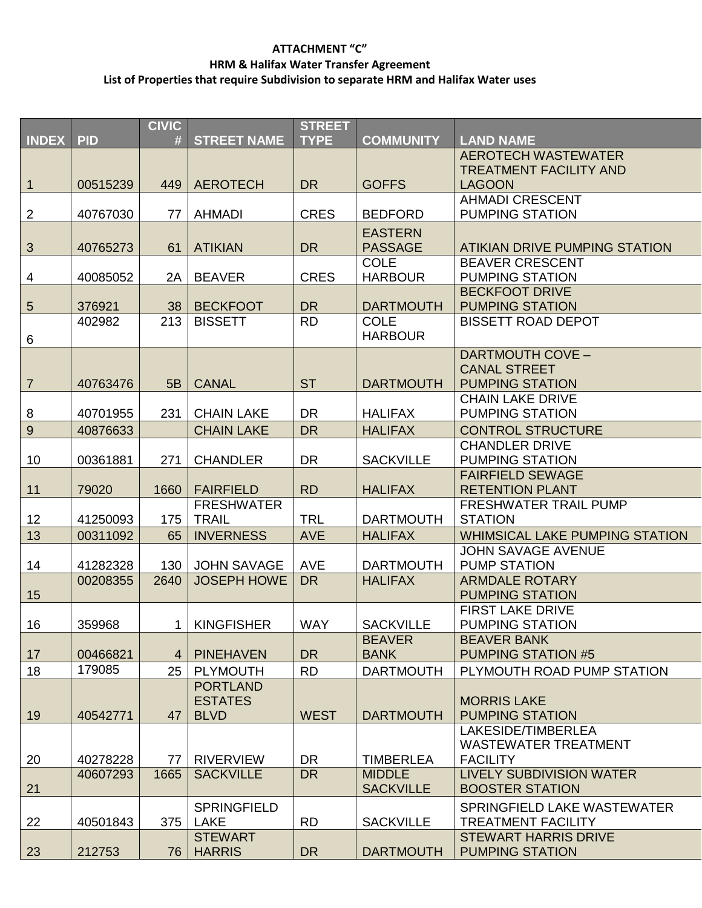**ATTACHMENT "C"**
**HRM & Halifax Water Transfer Agreement**
**List of Properties that require Subdivision to separate HRM and Halifax Water uses**

| INDEX | PID | CIVIC # | STREET NAME | STREET TYPE | COMMUNITY | LAND NAME |
|---|---|---|---|---|---|---|
| 1 | 00515239 | 449 | AEROTECH | DR | GOFFS | AEROTECH WASTEWATER TREATMENT FACILITY AND LAGOON |
| 2 | 40767030 | 77 | AHMADI | CRES | BEDFORD | AHMADI CRESCENT PUMPING STATION |
| 3 | 40765273 | 61 | ATIKIAN | DR | EASTERN PASSAGE | ATIKIAN DRIVE PUMPING STATION |
| 4 | 40085052 | 2A | BEAVER | CRES | COLE HARBOUR | BEAVER CRESCENT PUMPING STATION |
| 5 | 376921 | 38 | BECKFOOT | DR | DARTMOUTH | BECKFOOT DRIVE PUMPING STATION |
| 6 | 402982 | 213 | BISSETT | RD | COLE HARBOUR | BISSETT ROAD DEPOT |
| 7 | 40763476 | 5B | CANAL | ST | DARTMOUTH | DARTMOUTH COVE – CANAL STREET PUMPING STATION |
| 8 | 40701955 | 231 | CHAIN LAKE | DR | HALIFAX | CHAIN LAKE DRIVE PUMPING STATION |
| 9 | 40876633 | | CHAIN LAKE | DR | HALIFAX | CONTROL STRUCTURE |
| 10 | 00361881 | 271 | CHANDLER | DR | SACKVILLE | CHANDLER DRIVE PUMPING STATION |
| 11 | 79020 | 1660 | FAIRFIELD | RD | HALIFAX | FAIRFIELD SEWAGE RETENTION PLANT |
| 12 | 41250093 | 175 | FRESHWATER TRAIL | TRL | DARTMOUTH | FRESHWATER TRAIL PUMP STATION |
| 13 | 00311092 | 65 | INVERNESS | AVE | HALIFAX | WHIMSICAL LAKE PUMPING STATION |
| 14 | 41282328 | 130 | JOHN SAVAGE | AVE | DARTMOUTH | JOHN SAVAGE AVENUE PUMP STATION |
| 15 | 00208355 | 2640 | JOSEPH HOWE | DR | HALIFAX | ARMDALE ROTARY PUMPING STATION |
| 16 | 359968 | 1 | KINGFISHER | WAY | SACKVILLE | FIRST LAKE DRIVE PUMPING STATION |
| 17 | 00466821 | 4 | PINEHAVEN | DR | BEAVER BANK | BEAVER BANK PUMPING STATION #5 |
| 18 | 179085 | 25 | PLYMOUTH | RD | DARTMOUTH | PLYMOUTH ROAD PUMP STATION |
| 19 | 40542771 | 47 | PORTLAND ESTATES BLVD | WEST | DARTMOUTH | MORRIS LAKE PUMPING STATION |
| 20 | 40278228 | 77 | RIVERVIEW | DR | TIMBERLEA | LAKESIDE/TIMBERLEA WASTEWATER TREATMENT FACILITY |
| 21 | 40607293 | 1665 | SACKVILLE | DR | MIDDLE SACKVILLE | LIVELY SUBDIVISION WATER BOOSTER STATION |
| 22 | 40501843 | 375 | SPRINGFIELD LAKE | RD | SACKVILLE | SPRINGFIELD LAKE WASTEWATER TREATMENT FACILITY |
| 23 | 212753 | 76 | STEWART HARRIS | DR | DARTMOUTH | STEWART HARRIS DRIVE PUMPING STATION |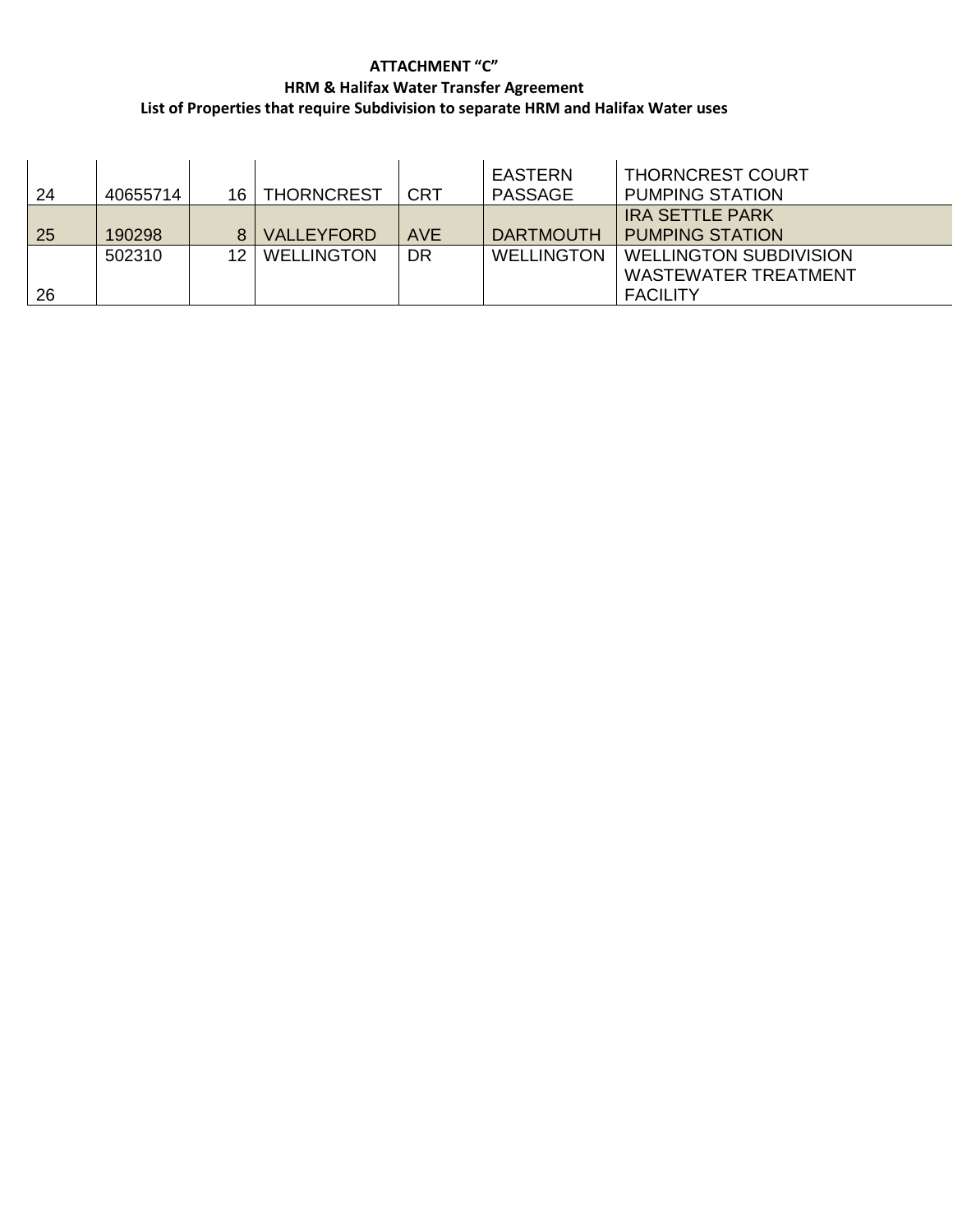**ATTACHMENT "C"**
**HRM & Halifax Water Transfer Agreement**
**List of Properties that require Subdivision to separate HRM and Halifax Water uses**

| | | | | | | |
|---|---|---|---|---|---|---|
| 24 | 40655714 | 16 | THORNCREST | CRT | EASTERN PASSAGE | THORNCREST COURT PUMPING STATION |
| 25 | 190298 | 8 | VALLEYFORD | AVE | DARTMOUTH | IRA SETTLE PARK PUMPING STATION |
| 26 | 502310 | 12 | WELLINGTON | DR | WELLINGTON | WELLINGTON SUBDIVISION WASTEWATER TREATMENT FACILITY |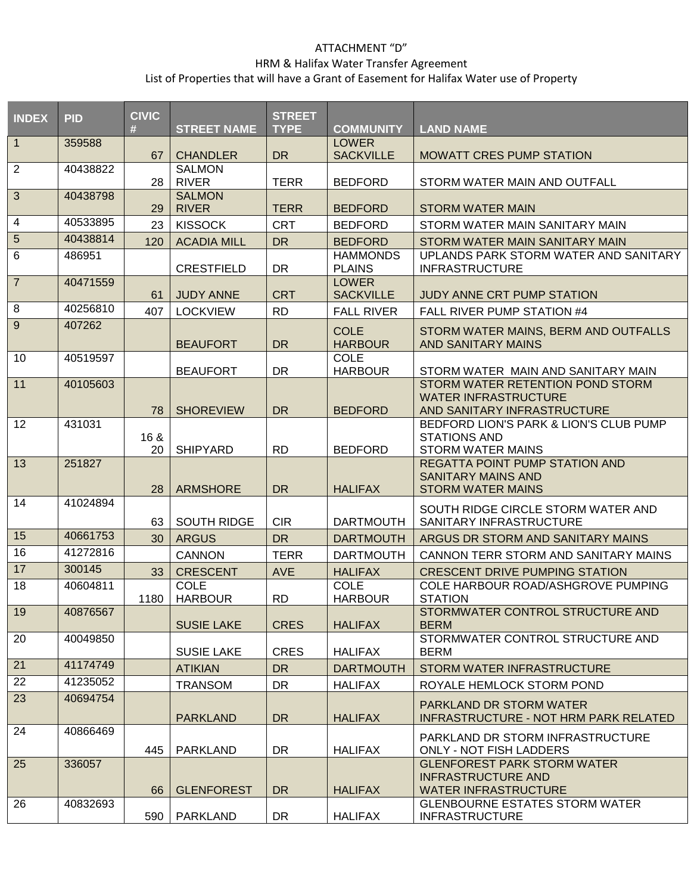ATTACHMENT "D"

HRM & Halifax Water Transfer Agreement

List of Properties that will have a Grant of Easement for Halifax Water use of Property

| INDEX | PID | CIVIC # | STREET NAME | STREET TYPE | COMMUNITY | LAND NAME |
|---|---|---|---|---|---|---|
| 1 | 359588 | 67 | CHANDLER | DR | LOWER SACKVILLE | MOWATT CRES PUMP STATION |
| 2 | 40438822 | 28 | SALMON RIVER | TERR | BEDFORD | STORM WATER MAIN AND OUTFALL |
| 3 | 40438798 | 29 | SALMON RIVER | TERR | BEDFORD | STORM WATER MAIN |
| 4 | 40533895 | 23 | KISSOCK | CRT | BEDFORD | STORM WATER MAIN SANITARY MAIN |
| 5 | 40438814 | 120 | ACADIA MILL | DR | BEDFORD | STORM WATER MAIN SANITARY MAIN |
| 6 | 486951 | | CRESTFIELD | DR | HAMMONDS PLAINS | UPLANDS PARK STORM WATER AND SANITARY INFRASTRUCTURE |
| 7 | 40471559 | 61 | JUDY ANNE | CRT | LOWER SACKVILLE | JUDY ANNE CRT PUMP STATION |
| 8 | 40256810 | 407 | LOCKVIEW | RD | FALL RIVER | FALL RIVER PUMP STATION #4 |
| 9 | 407262 | | BEAUFORT | DR | COLE HARBOUR | STORM WATER MAINS, BERM AND OUTFALLS AND SANITARY MAINS |
| 10 | 40519597 | | BEAUFORT | DR | COLE HARBOUR | STORM WATER MAIN AND SANITARY MAIN |
| 11 | 40105603 | 78 | SHOREVIEW | DR | BEDFORD | STORM WATER RETENTION POND STORM WATER INFRASTRUCTURE AND SANITARY INFRASTRUCTURE |
| 12 | 431031 | 16 & 20 | SHIPYARD | RD | BEDFORD | BEDFORD LION'S PARK & LION'S CLUB PUMP STATIONS AND STORM WATER MAINS |
| 13 | 251827 | 28 | ARMSHORE | DR | HALIFAX | REGATTA POINT PUMP STATION AND SANITARY MAINS AND STORM WATER MAINS |
| 14 | 41024894 | 63 | SOUTH RIDGE | CIR | DARTMOUTH | SOUTH RIDGE CIRCLE STORM WATER AND SANITARY INFRASTRUCTURE |
| 15 | 40661753 | 30 | ARGUS | DR | DARTMOUTH | ARGUS DR STORM AND SANITARY MAINS |
| 16 | 41272816 | | CANNON | TERR | DARTMOUTH | CANNON TERR STORM AND SANITARY MAINS |
| 17 | 300145 | 33 | CRESCENT | AVE | HALIFAX | CRESCENT DRIVE PUMPING STATION |
| 18 | 40604811 | 1180 | COLE HARBOUR | RD | COLE HARBOUR | COLE HARBOUR ROAD/ASHGROVE PUMPING STATION |
| 19 | 40876567 | | SUSIE LAKE | CRES | HALIFAX | STORMWATER CONTROL STRUCTURE AND BERM |
| 20 | 40049850 | | SUSIE LAKE | CRES | HALIFAX | STORMWATER CONTROL STRUCTURE AND BERM |
| 21 | 41174749 | | ATIKIAN | DR | DARTMOUTH | STORM WATER INFRASTRUCTURE |
| 22 | 41235052 | | TRANSOM | DR | HALIFAX | ROYALE HEMLOCK STORM POND |
| 23 | 40694754 | | PARKLAND | DR | HALIFAX | PARKLAND DR STORM WATER INFRASTRUCTURE - NOT HRM PARK RELATED |
| 24 | 40866469 | 445 | PARKLAND | DR | HALIFAX | PARKLAND DR STORM INFRASTRUCTURE ONLY - NOT FISH LADDERS |
| 25 | 336057 | 66 | GLENFOREST | DR | HALIFAX | GLENFOREST PARK STORM WATER INFRASTRUCTURE AND WATER INFRASTRUCTURE |
| 26 | 40832693 | 590 | PARKLAND | DR | HALIFAX | GLENBOURNE ESTATES STORM WATER INFRASTRUCTURE |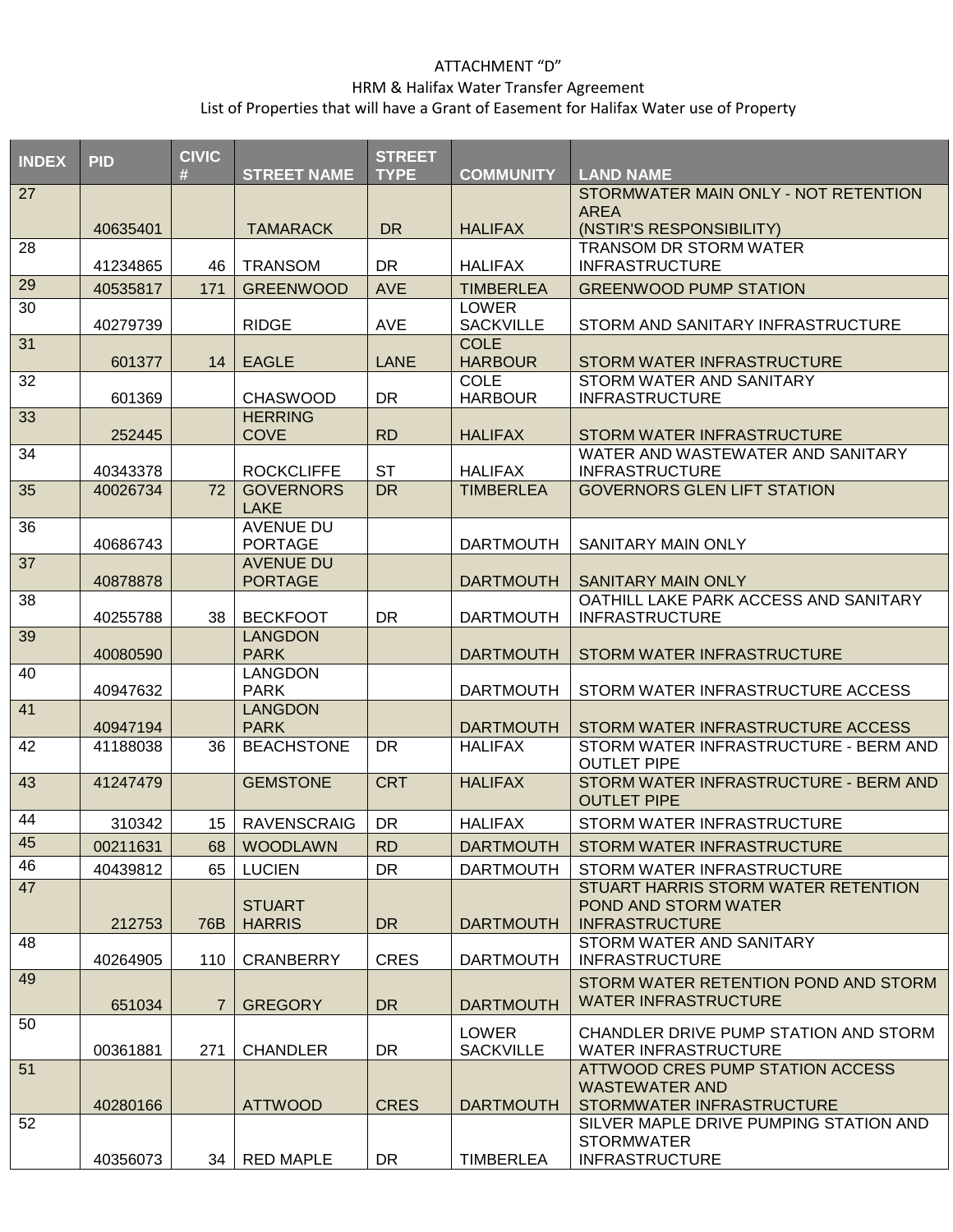ATTACHMENT "D"

HRM & Halifax Water Transfer Agreement

List of Properties that will have a Grant of Easement for Halifax Water use of Property

| INDEX | PID | CIVIC # | STREET NAME | STREET TYPE | COMMUNITY | LAND NAME |
|---|---|---|---|---|---|---|
| 27 | 40635401 | | TAMARACK | DR | HALIFAX | STORMWATER MAIN ONLY - NOT RETENTION AREA (NSTIR'S RESPONSIBILITY) |
| 28 | 41234865 | 46 | TRANSOM | DR | HALIFAX | TRANSOM DR STORM WATER INFRASTRUCTURE |
| 29 | 40535817 | 171 | GREENWOOD | AVE | TIMBERLEA | GREENWOOD PUMP STATION |
| 30 | 40279739 | | RIDGE | AVE | LOWER SACKVILLE | STORM AND SANITARY INFRASTRUCTURE |
| 31 | 601377 | 14 | EAGLE | LANE | COLE HARBOUR | STORM WATER INFRASTRUCTURE |
| 32 | 601369 | | CHASWOOD | DR | COLE HARBOUR | STORM WATER AND SANITARY INFRASTRUCTURE |
| 33 | 252445 | | HERRING COVE | RD | HALIFAX | STORM WATER INFRASTRUCTURE |
| 34 | 40343378 | | ROCKCLIFFE | ST | HALIFAX | WATER AND WASTEWATER AND SANITARY INFRASTRUCTURE |
| 35 | 40026734 | 72 | GOVERNORS LAKE | DR | TIMBERLEA | GOVERNORS GLEN LIFT STATION |
| 36 | 40686743 | | AVENUE DU PORTAGE | | DARTMOUTH | SANITARY MAIN ONLY |
| 37 | 40878878 | | AVENUE DU PORTAGE | | DARTMOUTH | SANITARY MAIN ONLY |
| 38 | 40255788 | 38 | BECKFOOT | DR | DARTMOUTH | OATHILL LAKE PARK ACCESS AND SANITARY INFRASTRUCTURE |
| 39 | 40080590 | | LANGDON PARK | | DARTMOUTH | STORM WATER INFRASTRUCTURE |
| 40 | 40947632 | | LANGDON PARK | | DARTMOUTH | STORM WATER INFRASTRUCTURE ACCESS |
| 41 | 40947194 | | LANGDON PARK | | DARTMOUTH | STORM WATER INFRASTRUCTURE ACCESS |
| 42 | 41188038 | 36 | BEACHSTONE | DR | HALIFAX | STORM WATER INFRASTRUCTURE - BERM AND OUTLET PIPE |
| 43 | 41247479 | | GEMSTONE | CRT | HALIFAX | STORM WATER INFRASTRUCTURE - BERM AND OUTLET PIPE |
| 44 | 310342 | 15 | RAVENSCRAIG | DR | HALIFAX | STORM WATER INFRASTRUCTURE |
| 45 | 00211631 | 68 | WOODLAWN | RD | DARTMOUTH | STORM WATER INFRASTRUCTURE |
| 46 | 40439812 | 65 | LUCIEN | DR | DARTMOUTH | STORM WATER INFRASTRUCTURE |
| 47 | 212753 | 76B | STUART HARRIS | DR | DARTMOUTH | STUART HARRIS STORM WATER RETENTION POND AND STORM WATER INFRASTRUCTURE |
| 48 | 40264905 | 110 | CRANBERRY | CRES | DARTMOUTH | STORM WATER AND SANITARY INFRASTRUCTURE |
| 49 | 651034 | 7 | GREGORY | DR | DARTMOUTH | STORM WATER RETENTION POND AND STORM WATER INFRASTRUCTURE |
| 50 | 00361881 | 271 | CHANDLER | DR | LOWER SACKVILLE | CHANDLER DRIVE PUMP STATION AND STORM WATER INFRASTRUCTURE |
| 51 | 40280166 | | ATTWOOD | CRES | DARTMOUTH | ATTWOOD CRES PUMP STATION ACCESS WASTEWATER AND STORMWATER INFRASTRUCTURE |
| 52 | 40356073 | 34 | RED MAPLE | DR | TIMBERLEA | SILVER MAPLE DRIVE PUMPING STATION AND STORMWATER INFRASTRUCTURE |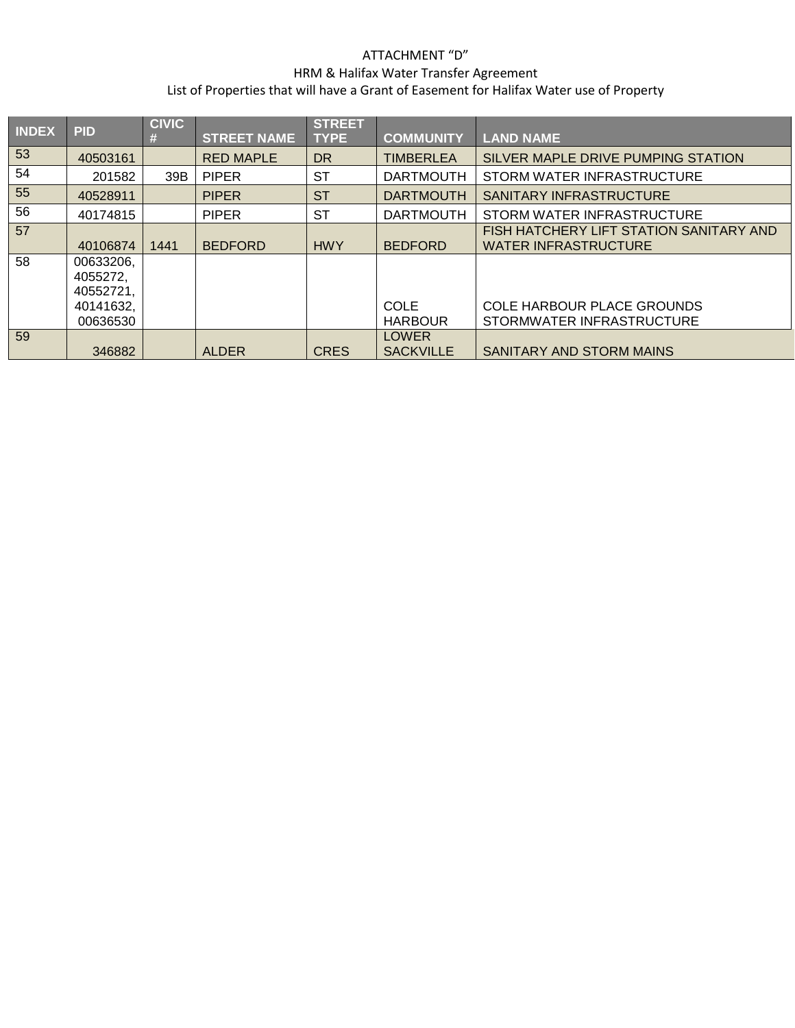ATTACHMENT "D"

HRM & Halifax Water Transfer Agreement

List of Properties that will have a Grant of Easement for Halifax Water use of Property

| INDEX | PID | CIVIC # | STREET NAME | STREET TYPE | COMMUNITY | LAND NAME |
|---|---|---|---|---|---|---|
| 53 | 40503161 | | RED MAPLE | DR | TIMBERLEA | SILVER MAPLE DRIVE PUMPING STATION |
| 54 | 201582 | 39B | PIPER | ST | DARTMOUTH | STORM WATER INFRASTRUCTURE |
| 55 | 40528911 | | PIPER | ST | DARTMOUTH | SANITARY INFRASTRUCTURE |
| 56 | 40174815 | | PIPER | ST | DARTMOUTH | STORM WATER INFRASTRUCTURE |
| 57 | 40106874 | 1441 | BEDFORD | HWY | BEDFORD | FISH HATCHERY LIFT STATION SANITARY AND WATER INFRASTRUCTURE |
| 58 | 00633206, 4055272, 40552721, 40141632, 00636530 | | | | COLE HARBOUR | COLE HARBOUR PLACE GROUNDS STORMWATER INFRASTRUCTURE |
| 59 | 346882 | | ALDER | CRES | LOWER SACKVILLE | SANITARY AND STORM MAINS |